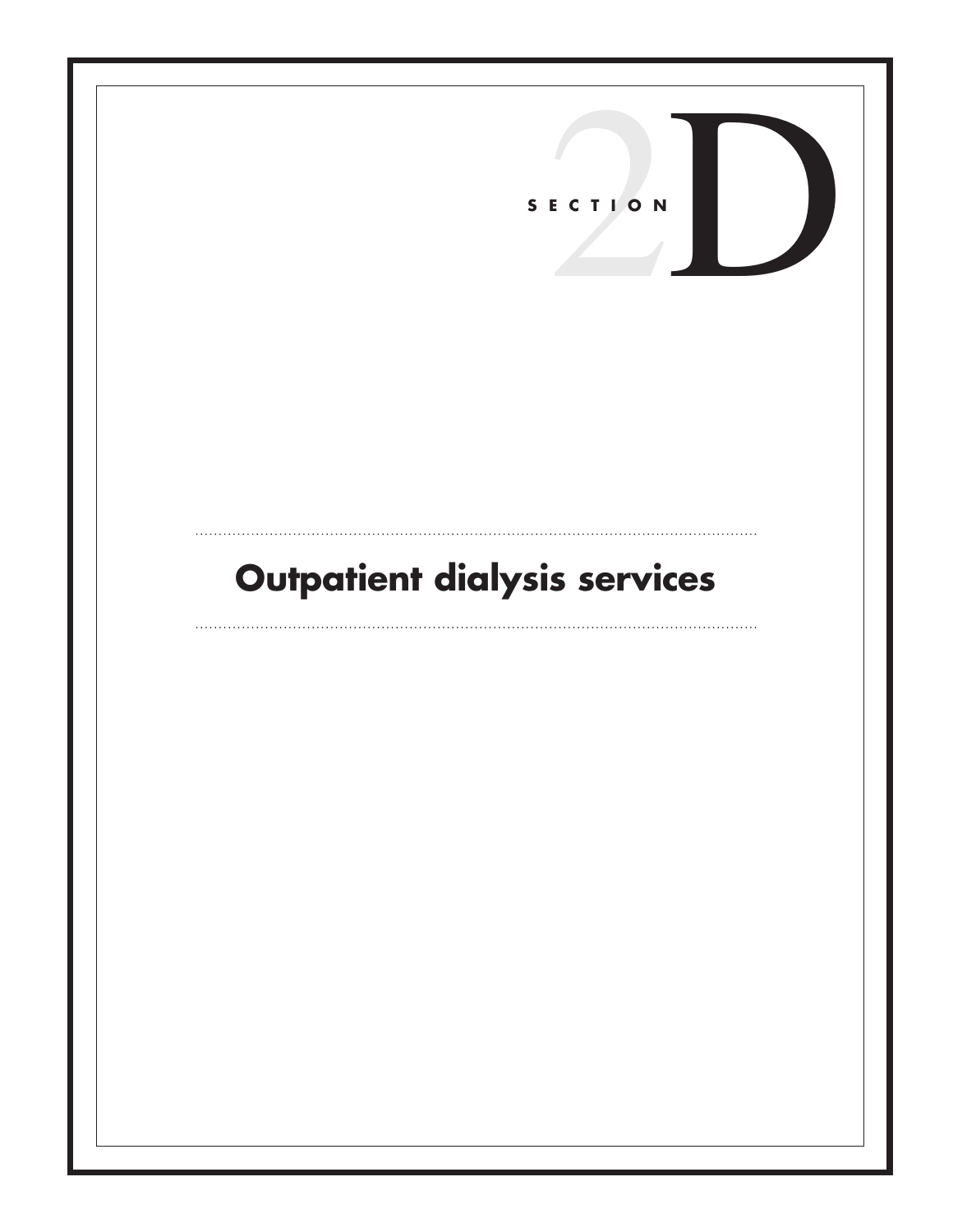SECTION 2D

# Outpatient dialysis services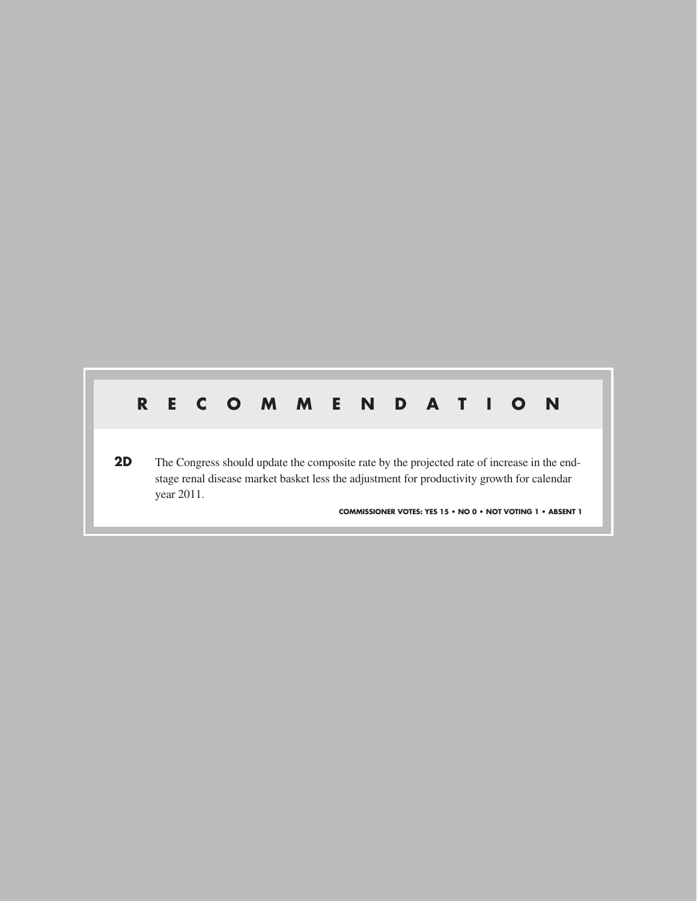## RECOMMENDATION

**2D** The Congress should update the composite rate by the projected rate of increase in the end-stage renal disease market basket less the adjustment for productivity growth for calendar year 2011.

**COMMISSIONER VOTES: YES 15 • NO 0 • NOT VOTING 1 • ABSENT 1**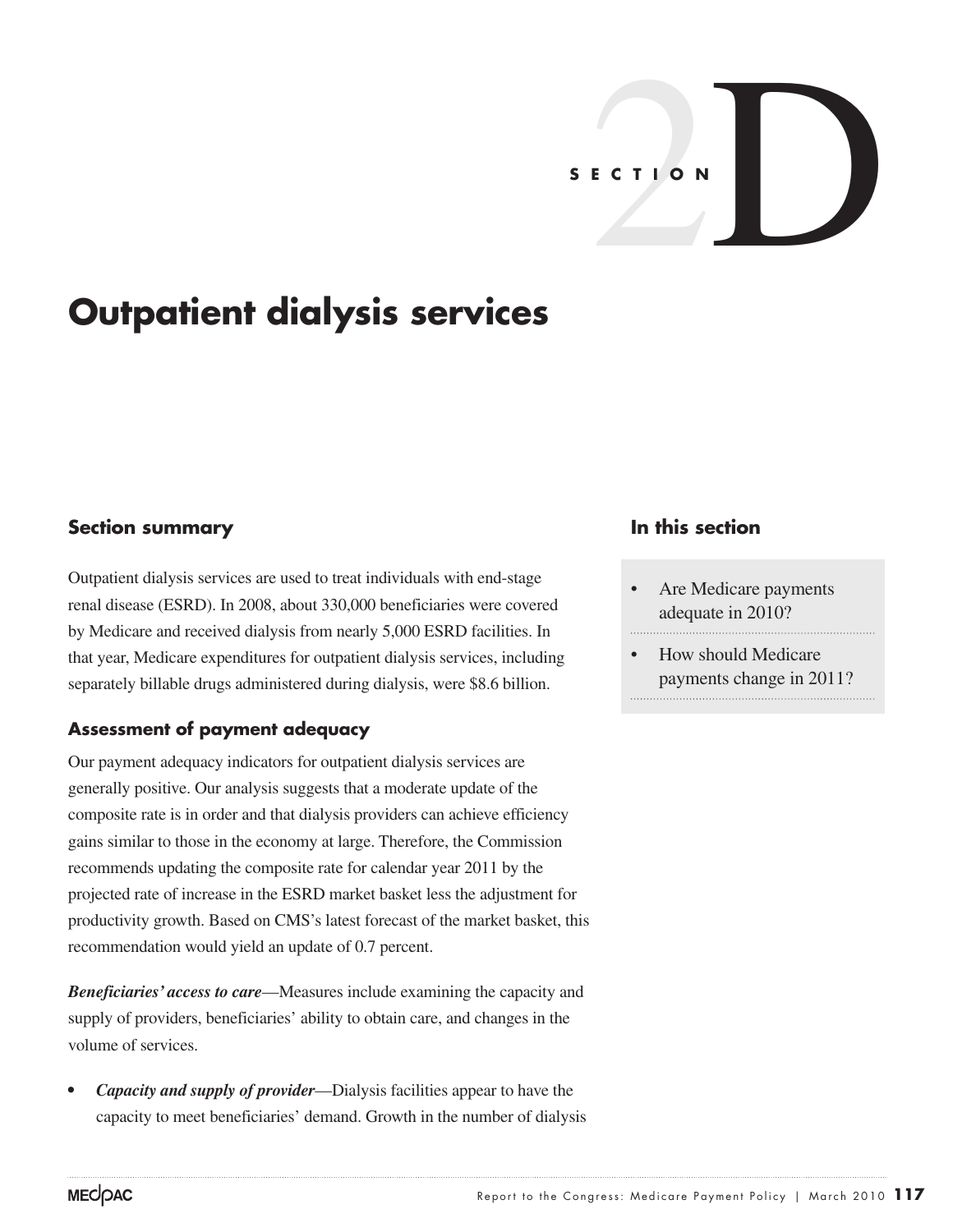SECTION 2D

# Outpatient dialysis services

## Section summary

Outpatient dialysis services are used to treat individuals with end-stage renal disease (ESRD). In 2008, about 330,000 beneficiaries were covered by Medicare and received dialysis from nearly 5,000 ESRD facilities. In that year, Medicare expenditures for outpatient dialysis services, including separately billable drugs administered during dialysis, were $8.6 billion.

### Assessment of payment adequacy

Our payment adequacy indicators for outpatient dialysis services are generally positive. Our analysis suggests that a moderate update of the composite rate is in order and that dialysis providers can achieve efficiency gains similar to those in the economy at large. Therefore, the Commission recommends updating the composite rate for calendar year 2011 by the projected rate of increase in the ESRD market basket less the adjustment for productivity growth. Based on CMS's latest forecast of the market basket, this recommendation would yield an update of 0.7 percent.

***Beneficiaries' access to care***—Measures include examining the capacity and supply of providers, beneficiaries' ability to obtain care, and changes in the volume of services.

- ***Capacity and supply of provider***—Dialysis facilities appear to have the capacity to meet beneficiaries' demand. Growth in the number of dialysis

## In this section

- Are Medicare payments adequate in 2010?
- How should Medicare payments change in 2011?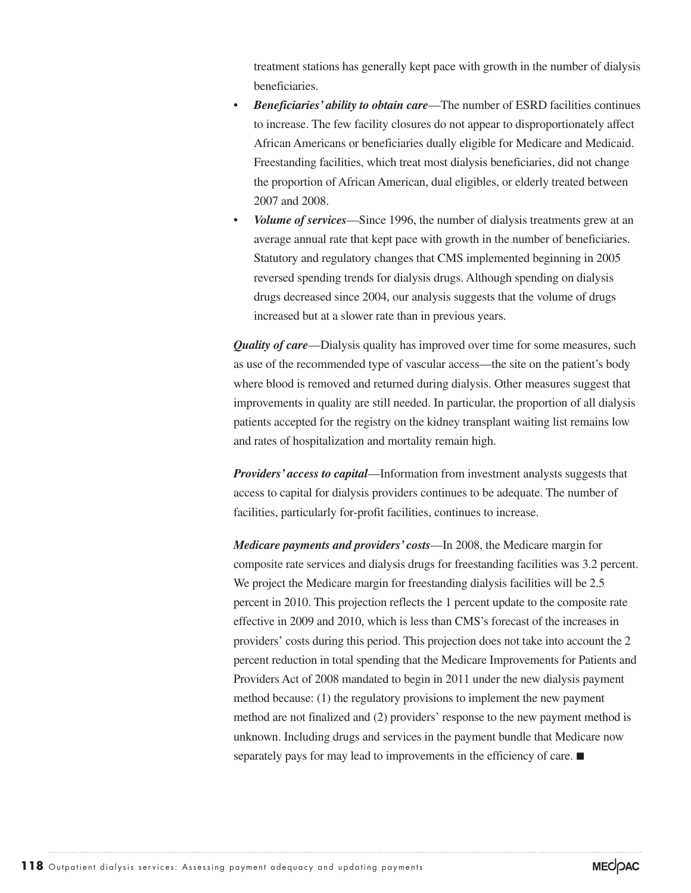treatment stations has generally kept pace with growth in the number of dialysis beneficiaries.

- ***Beneficiaries' ability to obtain care***—The number of ESRD facilities continues to increase. The few facility closures do not appear to disproportionately affect African Americans or beneficiaries dually eligible for Medicare and Medicaid. Freestanding facilities, which treat most dialysis beneficiaries, did not change the proportion of African American, dual eligibles, or elderly treated between 2007 and 2008.
- ***Volume of services***—Since 1996, the number of dialysis treatments grew at an average annual rate that kept pace with growth in the number of beneficiaries. Statutory and regulatory changes that CMS implemented beginning in 2005 reversed spending trends for dialysis drugs. Although spending on dialysis drugs decreased since 2004, our analysis suggests that the volume of drugs increased but at a slower rate than in previous years.

***Quality of care***—Dialysis quality has improved over time for some measures, such as use of the recommended type of vascular access—the site on the patient's body where blood is removed and returned during dialysis. Other measures suggest that improvements in quality are still needed. In particular, the proportion of all dialysis patients accepted for the registry on the kidney transplant waiting list remains low and rates of hospitalization and mortality remain high.

***Providers' access to capital***—Information from investment analysts suggests that access to capital for dialysis providers continues to be adequate. The number of facilities, particularly for-profit facilities, continues to increase.

***Medicare payments and providers' costs***—In 2008, the Medicare margin for composite rate services and dialysis drugs for freestanding facilities was 3.2 percent. We project the Medicare margin for freestanding dialysis facilities will be 2.5 percent in 2010. This projection reflects the 1 percent update to the composite rate effective in 2009 and 2010, which is less than CMS's forecast of the increases in providers' costs during this period. This projection does not take into account the 2 percent reduction in total spending that the Medicare Improvements for Patients and Providers Act of 2008 mandated to begin in 2011 under the new dialysis payment method because: (1) the regulatory provisions to implement the new payment method are not finalized and (2) providers' response to the new payment method is unknown. Including drugs and services in the payment bundle that Medicare now separately pays for may lead to improvements in the efficiency of care. ■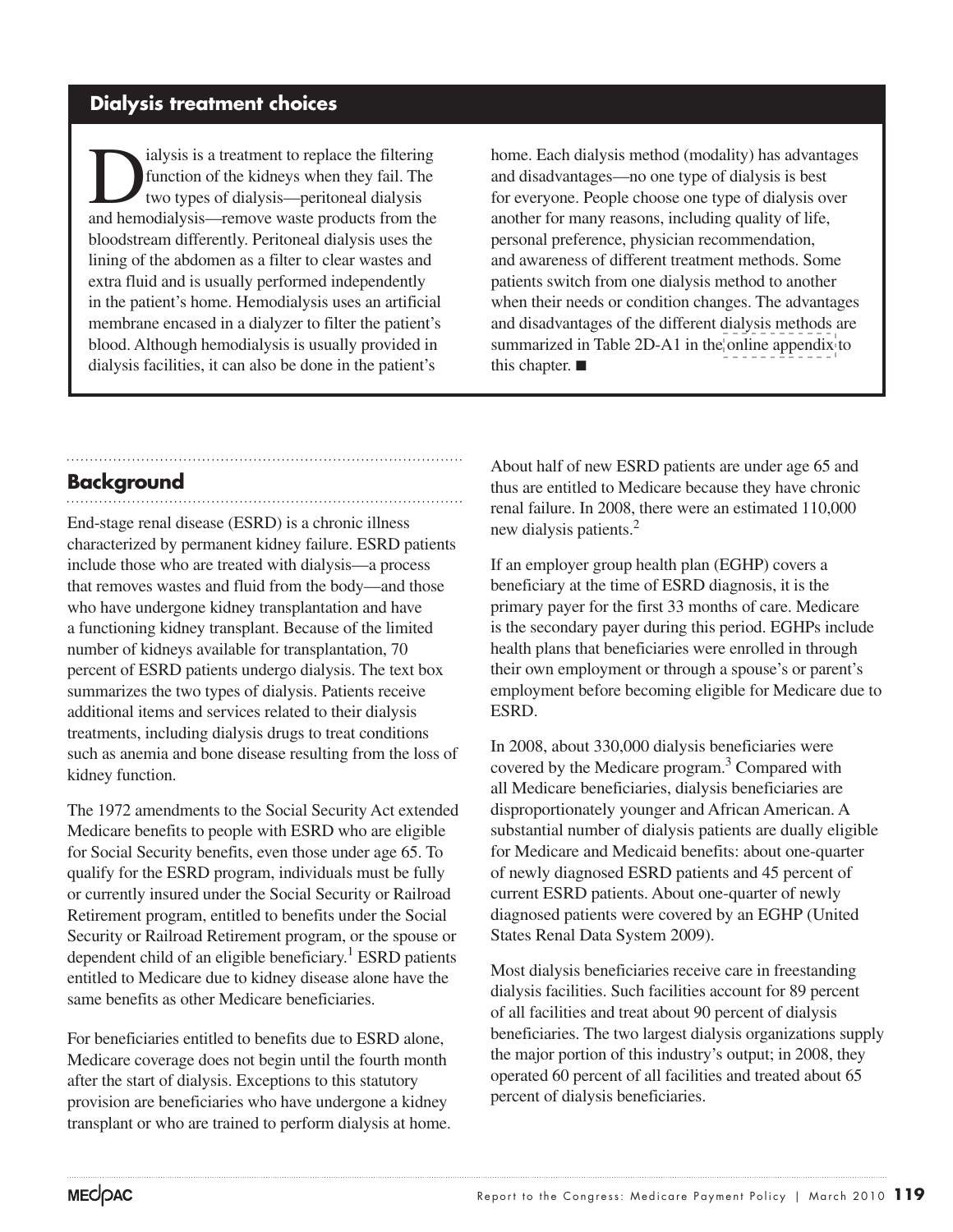## Dialysis treatment choices

Dialysis is a treatment to replace the filtering function of the kidneys when they fail. The two types of dialysis—peritoneal dialysis and hemodialysis—remove waste products from the bloodstream differently. Peritoneal dialysis uses the lining of the abdomen as a filter to clear wastes and extra fluid and is usually performed independently in the patient's home. Hemodialysis uses an artificial membrane encased in a dialyzer to filter the patient's blood. Although hemodialysis is usually provided in dialysis facilities, it can also be done in the patient's home. Each dialysis method (modality) has advantages and disadvantages—no one type of dialysis is best for everyone. People choose one type of dialysis over another for many reasons, including quality of life, personal preference, physician recommendation, and awareness of different treatment methods. Some patients switch from one dialysis method to another when their needs or condition changes. The advantages and disadvantages of the different dialysis methods are summarized in Table 2D-A1 in the online appendix to this chapter. ■

## Background

End-stage renal disease (ESRD) is a chronic illness characterized by permanent kidney failure. ESRD patients include those who are treated with dialysis—a process that removes wastes and fluid from the body—and those who have undergone kidney transplantation and have a functioning kidney transplant. Because of the limited number of kidneys available for transplantation, 70 percent of ESRD patients undergo dialysis. The text box summarizes the two types of dialysis. Patients receive additional items and services related to their dialysis treatments, including dialysis drugs to treat conditions such as anemia and bone disease resulting from the loss of kidney function.

The 1972 amendments to the Social Security Act extended Medicare benefits to people with ESRD who are eligible for Social Security benefits, even those under age 65. To qualify for the ESRD program, individuals must be fully or currently insured under the Social Security or Railroad Retirement program, entitled to benefits under the Social Security or Railroad Retirement program, or the spouse or dependent child of an eligible beneficiary.[1] ESRD patients entitled to Medicare due to kidney disease alone have the same benefits as other Medicare beneficiaries.

For beneficiaries entitled to benefits due to ESRD alone, Medicare coverage does not begin until the fourth month after the start of dialysis. Exceptions to this statutory provision are beneficiaries who have undergone a kidney transplant or who are trained to perform dialysis at home. About half of new ESRD patients are under age 65 and thus are entitled to Medicare because they have chronic renal failure. In 2008, there were an estimated 110,000 new dialysis patients.[2]

If an employer group health plan (EGHP) covers a beneficiary at the time of ESRD diagnosis, it is the primary payer for the first 33 months of care. Medicare is the secondary payer during this period. EGHPs include health plans that beneficiaries were enrolled in through their own employment or through a spouse's or parent's employment before becoming eligible for Medicare due to ESRD.

In 2008, about 330,000 dialysis beneficiaries were covered by the Medicare program.[3] Compared with all Medicare beneficiaries, dialysis beneficiaries are disproportionately younger and African American. A substantial number of dialysis patients are dually eligible for Medicare and Medicaid benefits: about one-quarter of newly diagnosed ESRD patients and 45 percent of current ESRD patients. About one-quarter of newly diagnosed patients were covered by an EGHP (United States Renal Data System 2009).

Most dialysis beneficiaries receive care in freestanding dialysis facilities. Such facilities account for 89 percent of all facilities and treat about 90 percent of dialysis beneficiaries. The two largest dialysis organizations supply the major portion of this industry's output; in 2008, they operated 60 percent of all facilities and treated about 65 percent of dialysis beneficiaries.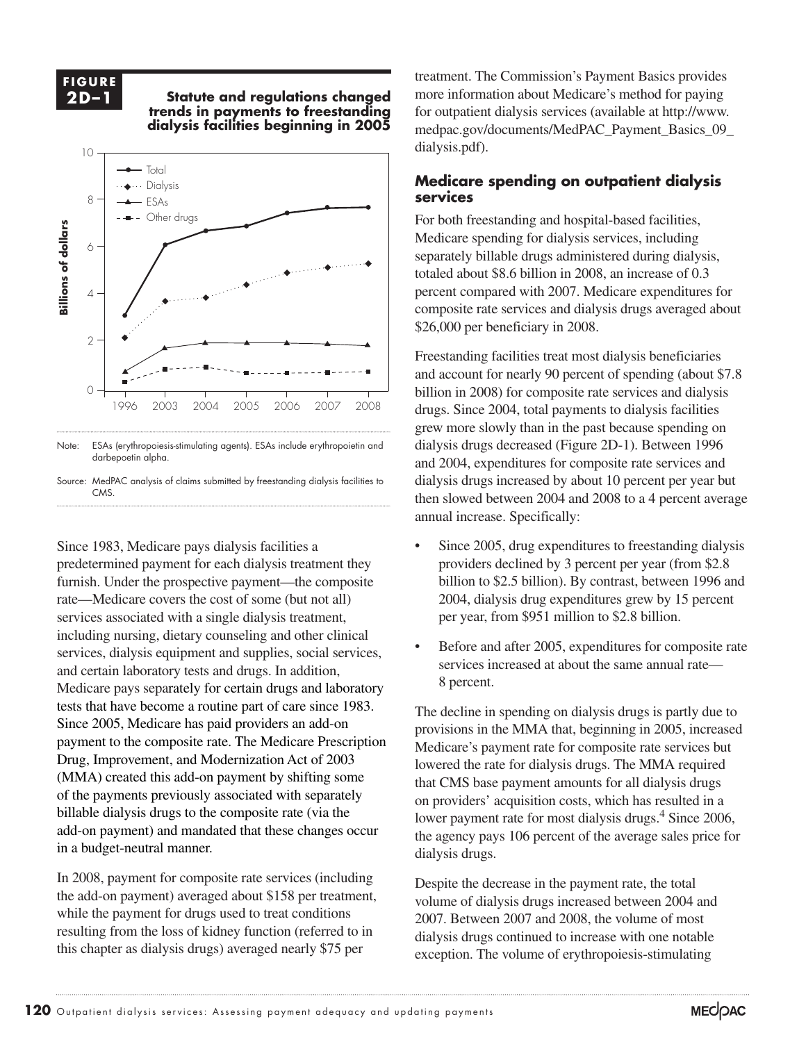**FIGURE 2D–1**

**Statute and regulations changed trends in payments to freestanding dialysis facilities beginning in 2005**

Note: ESAs (erythropoiesis-stimulating agents). ESAs include erythropoietin and darbepoetin alpha.

Source: MedPAC analysis of claims submitted by freestanding dialysis facilities to CMS.

Since 1983, Medicare pays dialysis facilities a predetermined payment for each dialysis treatment they furnish. Under the prospective payment—the composite rate—Medicare covers the cost of some (but not all) services associated with a single dialysis treatment, including nursing, dietary counseling and other clinical services, dialysis equipment and supplies, social services, and certain laboratory tests and drugs. In addition, Medicare pays separately for certain drugs and laboratory tests that have become a routine part of care since 1983. Since 2005, Medicare has paid providers an add-on payment to the composite rate. The Medicare Prescription Drug, Improvement, and Modernization Act of 2003 (MMA) created this add-on payment by shifting some of the payments previously associated with separately billable dialysis drugs to the composite rate (via the add-on payment) and mandated that these changes occur in a budget-neutral manner.

In 2008, payment for composite rate services (including the add-on payment) averaged about $158 per treatment, while the payment for drugs used to treat conditions resulting from the loss of kidney function (referred to in this chapter as dialysis drugs) averaged nearly $75 per treatment. The Commission's Payment Basics provides more information about Medicare's method for paying for outpatient dialysis services (available at http://www.medpac.gov/documents/MedPAC_Payment_Basics_09_dialysis.pdf).

## Medicare spending on outpatient dialysis services

For both freestanding and hospital-based facilities, Medicare spending for dialysis services, including separately billable drugs administered during dialysis, totaled about $8.6 billion in 2008, an increase of 0.3 percent compared with 2007. Medicare expenditures for composite rate services and dialysis drugs averaged about $26,000 per beneficiary in 2008.

Freestanding facilities treat most dialysis beneficiaries and account for nearly 90 percent of spending (about $7.8 billion in 2008) for composite rate services and dialysis drugs. Since 2004, total payments to dialysis facilities grew more slowly than in the past because spending on dialysis drugs decreased (Figure 2D-1). Between 1996 and 2004, expenditures for composite rate services and dialysis drugs increased by about 10 percent per year but then slowed between 2004 and 2008 to a 4 percent average annual increase. Specifically:

- Since 2005, drug expenditures to freestanding dialysis providers declined by 3 percent per year (from $2.8 billion to $2.5 billion). By contrast, between 1996 and 2004, dialysis drug expenditures grew by 15 percent per year, from $951 million to $2.8 billion.
- Before and after 2005, expenditures for composite rate services increased at about the same annual rate—8 percent.

The decline in spending on dialysis drugs is partly due to provisions in the MMA that, beginning in 2005, increased Medicare's payment rate for composite rate services but lowered the rate for dialysis drugs. The MMA required that CMS base payment amounts for all dialysis drugs on providers' acquisition costs, which has resulted in a lower payment rate for most dialysis drugs.[4] Since 2006, the agency pays 106 percent of the average sales price for dialysis drugs.

Despite the decrease in the payment rate, the total volume of dialysis drugs increased between 2004 and 2007. Between 2007 and 2008, the volume of most dialysis drugs continued to increase with one notable exception. The volume of erythropoiesis-stimulating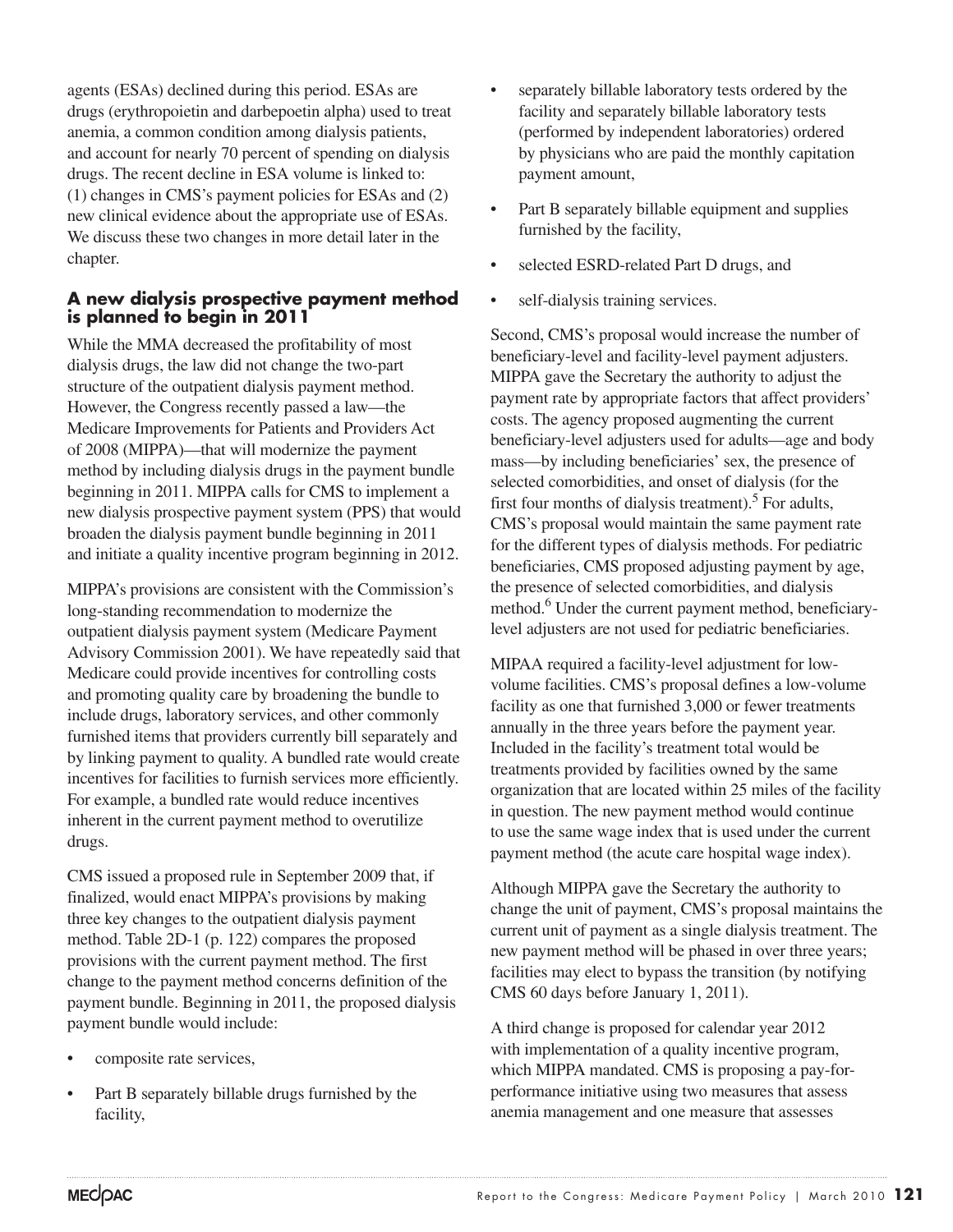agents (ESAs) declined during this period. ESAs are drugs (erythropoietin and darbepoetin alpha) used to treat anemia, a common condition among dialysis patients, and account for nearly 70 percent of spending on dialysis drugs. The recent decline in ESA volume is linked to: (1) changes in CMS's payment policies for ESAs and (2) new clinical evidence about the appropriate use of ESAs. We discuss these two changes in more detail later in the chapter.

### A new dialysis prospective payment method is planned to begin in 2011

While the MMA decreased the profitability of most dialysis drugs, the law did not change the two-part structure of the outpatient dialysis payment method. However, the Congress recently passed a law—the Medicare Improvements for Patients and Providers Act of 2008 (MIPPA)—that will modernize the payment method by including dialysis drugs in the payment bundle beginning in 2011. MIPPA calls for CMS to implement a new dialysis prospective payment system (PPS) that would broaden the dialysis payment bundle beginning in 2011 and initiate a quality incentive program beginning in 2012.

MIPPA's provisions are consistent with the Commission's long-standing recommendation to modernize the outpatient dialysis payment system (Medicare Payment Advisory Commission 2001). We have repeatedly said that Medicare could provide incentives for controlling costs and promoting quality care by broadening the bundle to include drugs, laboratory services, and other commonly furnished items that providers currently bill separately and by linking payment to quality. A bundled rate would create incentives for facilities to furnish services more efficiently. For example, a bundled rate would reduce incentives inherent in the current payment method to overutilize drugs.

CMS issued a proposed rule in September 2009 that, if finalized, would enact MIPPA's provisions by making three key changes to the outpatient dialysis payment method. Table 2D-1 (p. 122) compares the proposed provisions with the current payment method. The first change to the payment method concerns definition of the payment bundle. Beginning in 2011, the proposed dialysis payment bundle would include:

- composite rate services,
- Part B separately billable drugs furnished by the facility,
- separately billable laboratory tests ordered by the facility and separately billable laboratory tests (performed by independent laboratories) ordered by physicians who are paid the monthly capitation payment amount,
- Part B separately billable equipment and supplies furnished by the facility,
- selected ESRD-related Part D drugs, and
- self-dialysis training services.

Second, CMS's proposal would increase the number of beneficiary-level and facility-level payment adjusters. MIPPA gave the Secretary the authority to adjust the payment rate by appropriate factors that affect providers' costs. The agency proposed augmenting the current beneficiary-level adjusters used for adults—age and body mass—by including beneficiaries' sex, the presence of selected comorbidities, and onset of dialysis (for the first four months of dialysis treatment).[5] For adults, CMS's proposal would maintain the same payment rate for the different types of dialysis methods. For pediatric beneficiaries, CMS proposed adjusting payment by age, the presence of selected comorbidities, and dialysis method.[6] Under the current payment method, beneficiary-level adjusters are not used for pediatric beneficiaries.

MIPAA required a facility-level adjustment for low-volume facilities. CMS's proposal defines a low-volume facility as one that furnished 3,000 or fewer treatments annually in the three years before the payment year. Included in the facility's treatment total would be treatments provided by facilities owned by the same organization that are located within 25 miles of the facility in question. The new payment method would continue to use the same wage index that is used under the current payment method (the acute care hospital wage index).

Although MIPPA gave the Secretary the authority to change the unit of payment, CMS's proposal maintains the current unit of payment as a single dialysis treatment. The new payment method will be phased in over three years; facilities may elect to bypass the transition (by notifying CMS 60 days before January 1, 2011).

A third change is proposed for calendar year 2012 with implementation of a quality incentive program, which MIPPA mandated. CMS is proposing a pay-for-performance initiative using two measures that assess anemia management and one measure that assesses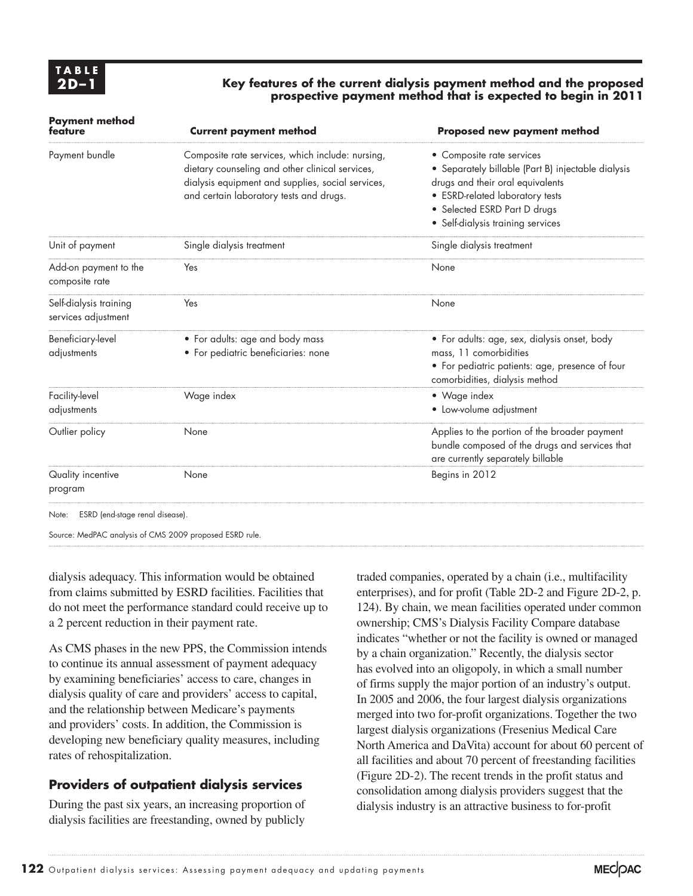**TABLE 2D–1**

**Key features of the current dialysis payment method and the proposed prospective payment method that is expected to begin in 2011**

| Payment method feature | Current payment method | Proposed new payment method |
|---|---|---|
| Payment bundle | Composite rate services, which include: nursing, dietary counseling and other clinical services, dialysis equipment and supplies, social services, and certain laboratory tests and drugs. | • Composite rate services<br>• Separately billable (Part B) injectable dialysis drugs and their oral equivalents<br>• ESRD-related laboratory tests<br>• Selected ESRD Part D drugs<br>• Self-dialysis training services |
| Unit of payment | Single dialysis treatment | Single dialysis treatment |
| Add-on payment to the composite rate | Yes | None |
| Self-dialysis training services adjustment | Yes | None |
| Beneficiary-level adjustments | • For adults: age and body mass<br>• For pediatric beneficiaries: none | • For adults: age, sex, dialysis onset, body mass, 11 comorbidities<br>• For pediatric patients: age, presence of four comorbidities, dialysis method |
| Facility-level adjustments | Wage index | • Wage index<br>• Low-volume adjustment |
| Outlier policy | None | Applies to the portion of the broader payment bundle composed of the drugs and services that are currently separately billable |
| Quality incentive program | None | Begins in 2012 |

Note: ESRD (end-stage renal disease).

Source: MedPAC analysis of CMS 2009 proposed ESRD rule.

dialysis adequacy. This information would be obtained from claims submitted by ESRD facilities. Facilities that do not meet the performance standard could receive up to a 2 percent reduction in their payment rate.

As CMS phases in the new PPS, the Commission intends to continue its annual assessment of payment adequacy by examining beneficiaries' access to care, changes in dialysis quality of care and providers' access to capital, and the relationship between Medicare's payments and providers' costs. In addition, the Commission is developing new beneficiary quality measures, including rates of rehospitalization.

## Providers of outpatient dialysis services

During the past six years, an increasing proportion of dialysis facilities are freestanding, owned by publicly traded companies, operated by a chain (i.e., multifacility enterprises), and for profit (Table 2D-2 and Figure 2D-2, p. 124). By chain, we mean facilities operated under common ownership; CMS's Dialysis Facility Compare database indicates "whether or not the facility is owned or managed by a chain organization." Recently, the dialysis sector has evolved into an oligopoly, in which a small number of firms supply the major portion of an industry's output. In 2005 and 2006, the four largest dialysis organizations merged into two for-profit organizations. Together the two largest dialysis organizations (Fresenius Medical Care North America and DaVita) account for about 60 percent of all facilities and about 70 percent of freestanding facilities (Figure 2D-2). The recent trends in the profit status and consolidation among dialysis providers suggest that the dialysis industry is an attractive business to for-profit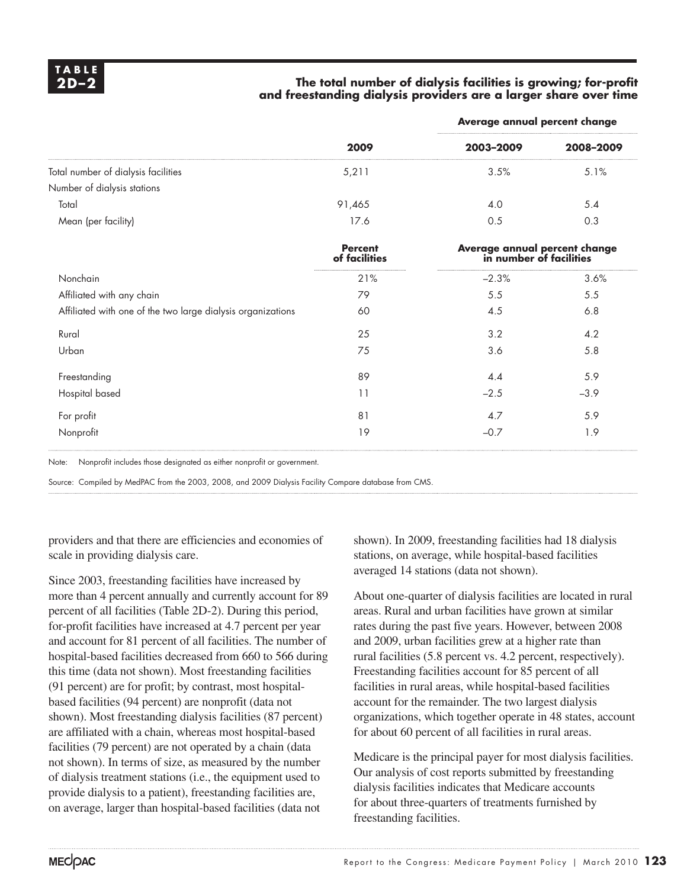**TABLE 2D–2**

**The total number of dialysis facilities is growing; for-profit and freestanding dialysis providers are a larger share over time**

| | | Average annual percent change | |
|---|---|---|---|
| | **2009** | **2003–2009** | **2008–2009** |
| Total number of dialysis facilities | 5,211 | 3.5% | 5.1% |
| Number of dialysis stations | | | |
| Total | 91,465 | 4.0 | 5.4 |
| Mean (per facility) | 17.6 | 0.5 | 0.3 |
| | **Percent of facilities** | **Average annual percent change in number of facilities** | |
| Nonchain | 21% | –2.3% | 3.6% |
| Affiliated with any chain | 79 | 5.5 | 5.5 |
| Affiliated with one of the two large dialysis organizations | 60 | 4.5 | 6.8 |
| Rural | 25 | 3.2 | 4.2 |
| Urban | 75 | 3.6 | 5.8 |
| Freestanding | 89 | 4.4 | 5.9 |
| Hospital based | 11 | –2.5 | –3.9 |
| For profit | 81 | 4.7 | 5.9 |
| Nonprofit | 19 | –0.7 | 1.9 |

Note: Nonprofit includes those designated as either nonprofit or government.

Source: Compiled by MedPAC from the 2003, 2008, and 2009 Dialysis Facility Compare database from CMS.

providers and that there are efficiencies and economies of scale in providing dialysis care.

Since 2003, freestanding facilities have increased by more than 4 percent annually and currently account for 89 percent of all facilities (Table 2D-2). During this period, for-profit facilities have increased at 4.7 percent per year and account for 81 percent of all facilities. The number of hospital-based facilities decreased from 660 to 566 during this time (data not shown). Most freestanding facilities (91 percent) are for profit; by contrast, most hospital-based facilities (94 percent) are nonprofit (data not shown). Most freestanding dialysis facilities (87 percent) are affiliated with a chain, whereas most hospital-based facilities (79 percent) are not operated by a chain (data not shown). In terms of size, as measured by the number of dialysis treatment stations (i.e., the equipment used to provide dialysis to a patient), freestanding facilities are, on average, larger than hospital-based facilities (data not shown). In 2009, freestanding facilities had 18 dialysis stations, on average, while hospital-based facilities averaged 14 stations (data not shown).

About one-quarter of dialysis facilities are located in rural areas. Rural and urban facilities have grown at similar rates during the past five years. However, between 2008 and 2009, urban facilities grew at a higher rate than rural facilities (5.8 percent vs. 4.2 percent, respectively). Freestanding facilities account for 85 percent of all facilities in rural areas, while hospital-based facilities account for the remainder. The two largest dialysis organizations, which together operate in 48 states, account for about 60 percent of all facilities in rural areas.

Medicare is the principal payer for most dialysis facilities. Our analysis of cost reports submitted by freestanding dialysis facilities indicates that Medicare accounts for about three-quarters of treatments furnished by freestanding facilities.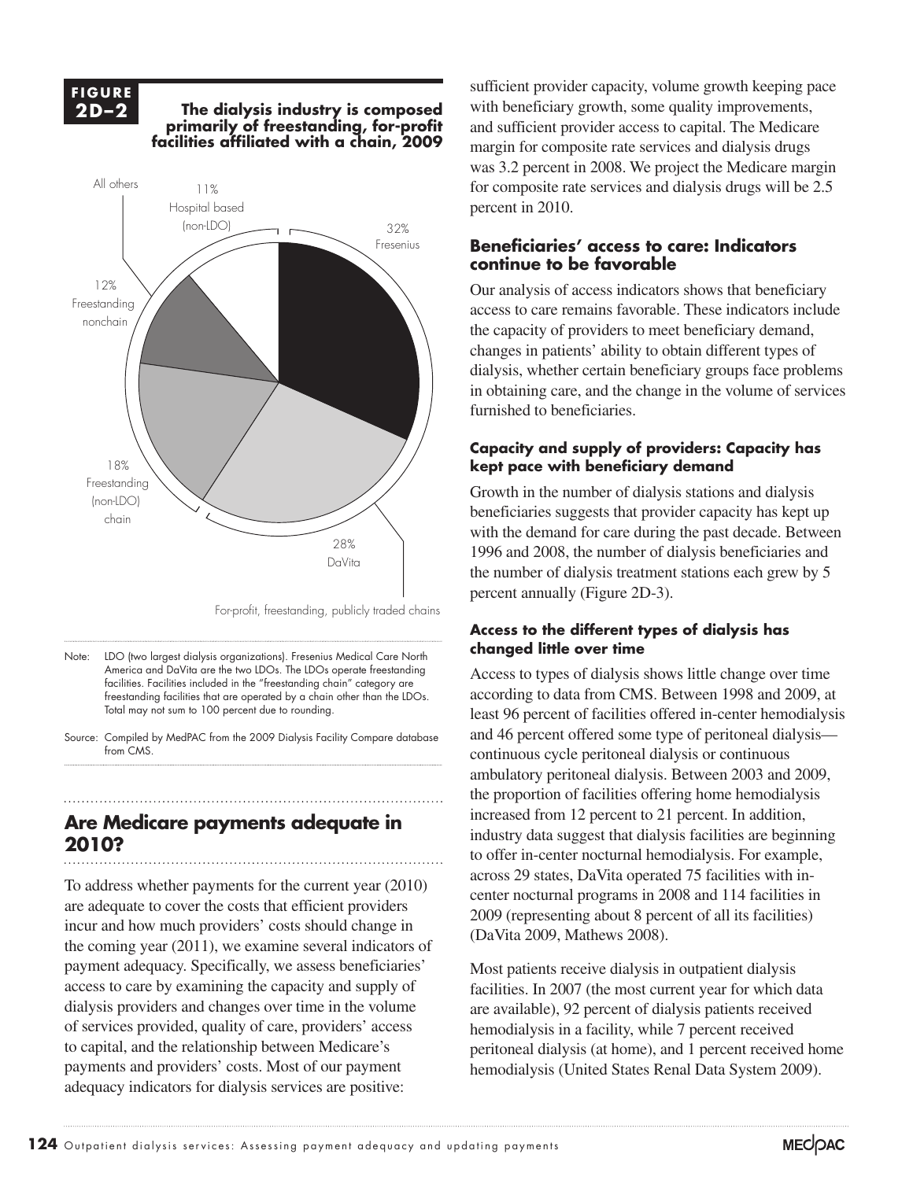**FIGURE 2D–2**

**The dialysis industry is composed primarily of freestanding, for-profit facilities affiliated with a chain, 2009**

32% Fresenius

28% DaVita

18% Freestanding (non-LDO) chain

12% Freestanding nonchain

11% Hospital based (non-LDO)

All others

For-profit, freestanding, publicly traded chains

Note: LDO (two largest dialysis organizations). Fresenius Medical Care North America and DaVita are the two LDOs. The LDOs operate freestanding facilities. Facilities included in the "freestanding chain" category are freestanding facilities that are operated by a chain other than the LDOs. Total may not sum to 100 percent due to rounding.

Source: Compiled by MedPAC from the 2009 Dialysis Facility Compare database from CMS.

## Are Medicare payments adequate in 2010?

To address whether payments for the current year (2010) are adequate to cover the costs that efficient providers incur and how much providers' costs should change in the coming year (2011), we examine several indicators of payment adequacy. Specifically, we assess beneficiaries' access to care by examining the capacity and supply of dialysis providers and changes over time in the volume of services provided, quality of care, providers' access to capital, and the relationship between Medicare's payments and providers' costs. Most of our payment adequacy indicators for dialysis services are positive: sufficient provider capacity, volume growth keeping pace with beneficiary growth, some quality improvements, and sufficient provider access to capital. The Medicare margin for composite rate services and dialysis drugs was 3.2 percent in 2008. We project the Medicare margin for composite rate services and dialysis drugs will be 2.5 percent in 2010.

### Beneficiaries' access to care: Indicators continue to be favorable

Our analysis of access indicators shows that beneficiary access to care remains favorable. These indicators include the capacity of providers to meet beneficiary demand, changes in patients' ability to obtain different types of dialysis, whether certain beneficiary groups face problems in obtaining care, and the change in the volume of services furnished to beneficiaries.

#### Capacity and supply of providers: Capacity has kept pace with beneficiary demand

Growth in the number of dialysis stations and dialysis beneficiaries suggests that provider capacity has kept up with the demand for care during the past decade. Between 1996 and 2008, the number of dialysis beneficiaries and the number of dialysis treatment stations each grew by 5 percent annually (Figure 2D-3).

#### Access to the different types of dialysis has changed little over time

Access to types of dialysis shows little change over time according to data from CMS. Between 1998 and 2009, at least 96 percent of facilities offered in-center hemodialysis and 46 percent offered some type of peritoneal dialysis—continuous cycle peritoneal dialysis or continuous ambulatory peritoneal dialysis. Between 2003 and 2009, the proportion of facilities offering home hemodialysis increased from 12 percent to 21 percent. In addition, industry data suggest that dialysis facilities are beginning to offer in-center nocturnal hemodialysis. For example, across 29 states, DaVita operated 75 facilities with in-center nocturnal programs in 2008 and 114 facilities in 2009 (representing about 8 percent of all its facilities) (DaVita 2009, Mathews 2008).

Most patients receive dialysis in outpatient dialysis facilities. In 2007 (the most current year for which data are available), 92 percent of dialysis patients received hemodialysis in a facility, while 7 percent received peritoneal dialysis (at home), and 1 percent received home hemodialysis (United States Renal Data System 2009).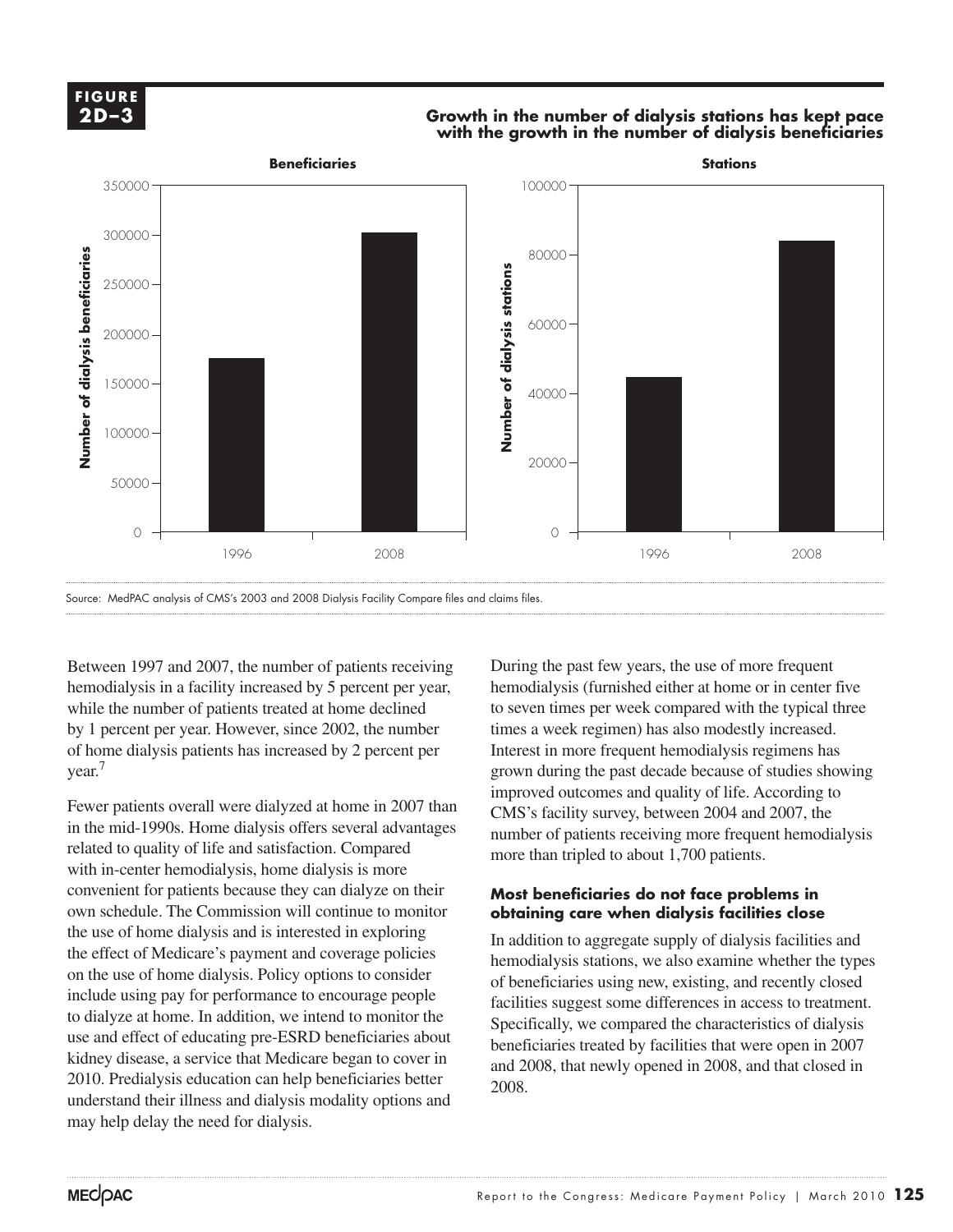**FIGURE 2D–3**

**Growth in the number of dialysis stations has kept pace with the growth in the number of dialysis beneficiaries**

Source: MedPAC analysis of CMS's 2003 and 2008 Dialysis Facility Compare files and claims files.

Between 1997 and 2007, the number of patients receiving hemodialysis in a facility increased by 5 percent per year, while the number of patients treated at home declined by 1 percent per year. However, since 2002, the number of home dialysis patients has increased by 2 percent per year.[7]

Fewer patients overall were dialyzed at home in 2007 than in the mid-1990s. Home dialysis offers several advantages related to quality of life and satisfaction. Compared with in-center hemodialysis, home dialysis is more convenient for patients because they can dialyze on their own schedule. The Commission will continue to monitor the use of home dialysis and is interested in exploring the effect of Medicare's payment and coverage policies on the use of home dialysis. Policy options to consider include using pay for performance to encourage people to dialyze at home. In addition, we intend to monitor the use and effect of educating pre-ESRD beneficiaries about kidney disease, a service that Medicare began to cover in 2010. Predialysis education can help beneficiaries better understand their illness and dialysis modality options and may help delay the need for dialysis.

During the past few years, the use of more frequent hemodialysis (furnished either at home or in center five to seven times per week compared with the typical three times a week regimen) has also modestly increased. Interest in more frequent hemodialysis regimens has grown during the past decade because of studies showing improved outcomes and quality of life. According to CMS's facility survey, between 2004 and 2007, the number of patients receiving more frequent hemodialysis more than tripled to about 1,700 patients.

### Most beneficiaries do not face problems in obtaining care when dialysis facilities close

In addition to aggregate supply of dialysis facilities and hemodialysis stations, we also examine whether the types of beneficiaries using new, existing, and recently closed facilities suggest some differences in access to treatment. Specifically, we compared the characteristics of dialysis beneficiaries treated by facilities that were open in 2007 and 2008, that newly opened in 2008, and that closed in 2008.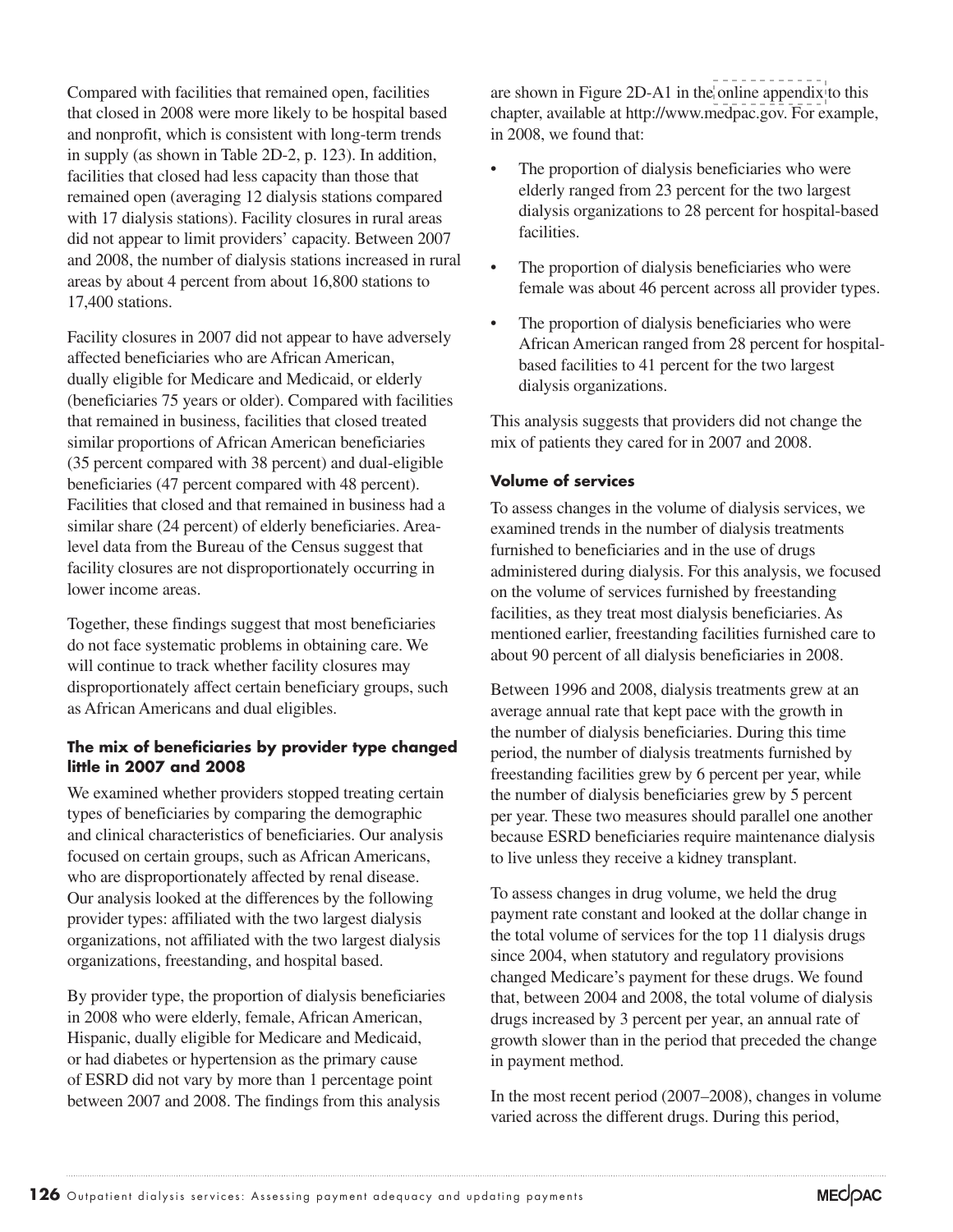Compared with facilities that remained open, facilities that closed in 2008 were more likely to be hospital based and nonprofit, which is consistent with long-term trends in supply (as shown in Table 2D-2, p. 123). In addition, facilities that closed had less capacity than those that remained open (averaging 12 dialysis stations compared with 17 dialysis stations). Facility closures in rural areas did not appear to limit providers' capacity. Between 2007 and 2008, the number of dialysis stations increased in rural areas by about 4 percent from about 16,800 stations to 17,400 stations.

Facility closures in 2007 did not appear to have adversely affected beneficiaries who are African American, dually eligible for Medicare and Medicaid, or elderly (beneficiaries 75 years or older). Compared with facilities that remained in business, facilities that closed treated similar proportions of African American beneficiaries (35 percent compared with 38 percent) and dual-eligible beneficiaries (47 percent compared with 48 percent). Facilities that closed and that remained in business had a similar share (24 percent) of elderly beneficiaries. Area-level data from the Bureau of the Census suggest that facility closures are not disproportionately occurring in lower income areas.

Together, these findings suggest that most beneficiaries do not face systematic problems in obtaining care. We will continue to track whether facility closures may disproportionately affect certain beneficiary groups, such as African Americans and dual eligibles.

#### The mix of beneficiaries by provider type changed little in 2007 and 2008

We examined whether providers stopped treating certain types of beneficiaries by comparing the demographic and clinical characteristics of beneficiaries. Our analysis focused on certain groups, such as African Americans, who are disproportionately affected by renal disease. Our analysis looked at the differences by the following provider types: affiliated with the two largest dialysis organizations, not affiliated with the two largest dialysis organizations, freestanding, and hospital based.

By provider type, the proportion of dialysis beneficiaries in 2008 who were elderly, female, African American, Hispanic, dually eligible for Medicare and Medicaid, or had diabetes or hypertension as the primary cause of ESRD did not vary by more than 1 percentage point between 2007 and 2008. The findings from this analysis are shown in Figure 2D-A1 in the online appendix to this chapter, available at http://www.medpac.gov. For example, in 2008, we found that:

- The proportion of dialysis beneficiaries who were elderly ranged from 23 percent for the two largest dialysis organizations to 28 percent for hospital-based facilities.
- The proportion of dialysis beneficiaries who were female was about 46 percent across all provider types.
- The proportion of dialysis beneficiaries who were African American ranged from 28 percent for hospital-based facilities to 41 percent for the two largest dialysis organizations.

This analysis suggests that providers did not change the mix of patients they cared for in 2007 and 2008.

#### Volume of services

To assess changes in the volume of dialysis services, we examined trends in the number of dialysis treatments furnished to beneficiaries and in the use of drugs administered during dialysis. For this analysis, we focused on the volume of services furnished by freestanding facilities, as they treat most dialysis beneficiaries. As mentioned earlier, freestanding facilities furnished care to about 90 percent of all dialysis beneficiaries in 2008.

Between 1996 and 2008, dialysis treatments grew at an average annual rate that kept pace with the growth in the number of dialysis beneficiaries. During this time period, the number of dialysis treatments furnished by freestanding facilities grew by 6 percent per year, while the number of dialysis beneficiaries grew by 5 percent per year. These two measures should parallel one another because ESRD beneficiaries require maintenance dialysis to live unless they receive a kidney transplant.

To assess changes in drug volume, we held the drug payment rate constant and looked at the dollar change in the total volume of services for the top 11 dialysis drugs since 2004, when statutory and regulatory provisions changed Medicare's payment for these drugs. We found that, between 2004 and 2008, the total volume of dialysis drugs increased by 3 percent per year, an annual rate of growth slower than in the period that preceded the change in payment method.

In the most recent period (2007–2008), changes in volume varied across the different drugs. During this period,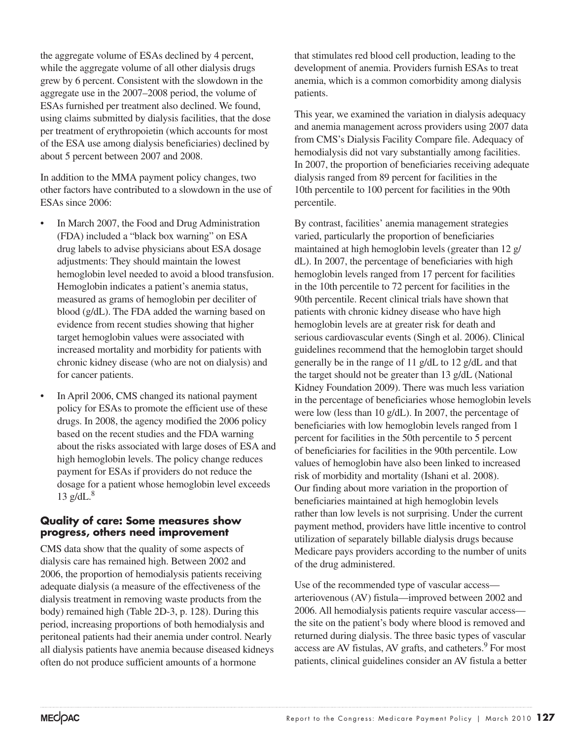the aggregate volume of ESAs declined by 4 percent, while the aggregate volume of all other dialysis drugs grew by 6 percent. Consistent with the slowdown in the aggregate use in the 2007–2008 period, the volume of ESAs furnished per treatment also declined. We found, using claims submitted by dialysis facilities, that the dose per treatment of erythropoietin (which accounts for most of the ESA use among dialysis beneficiaries) declined by about 5 percent between 2007 and 2008.

In addition to the MMA payment policy changes, two other factors have contributed to a slowdown in the use of ESAs since 2006:

- In March 2007, the Food and Drug Administration (FDA) included a "black box warning" on ESA drug labels to advise physicians about ESA dosage adjustments: They should maintain the lowest hemoglobin level needed to avoid a blood transfusion. Hemoglobin indicates a patient's anemia status, measured as grams of hemoglobin per deciliter of blood (g/dL). The FDA added the warning based on evidence from recent studies showing that higher target hemoglobin values were associated with increased mortality and morbidity for patients with chronic kidney disease (who are not on dialysis) and for cancer patients.
- In April 2006, CMS changed its national payment policy for ESAs to promote the efficient use of these drugs. In 2008, the agency modified the 2006 policy based on the recent studies and the FDA warning about the risks associated with large doses of ESA and high hemoglobin levels. The policy change reduces payment for ESAs if providers do not reduce the dosage for a patient whose hemoglobin level exceeds 13 g/dL.[8]

### Quality of care: Some measures show progress, others need improvement

CMS data show that the quality of some aspects of dialysis care has remained high. Between 2002 and 2006, the proportion of hemodialysis patients receiving adequate dialysis (a measure of the effectiveness of the dialysis treatment in removing waste products from the body) remained high (Table 2D-3, p. 128). During this period, increasing proportions of both hemodialysis and peritoneal patients had their anemia under control. Nearly all dialysis patients have anemia because diseased kidneys often do not produce sufficient amounts of a hormone that stimulates red blood cell production, leading to the development of anemia. Providers furnish ESAs to treat anemia, which is a common comorbidity among dialysis patients.

This year, we examined the variation in dialysis adequacy and anemia management across providers using 2007 data from CMS's Dialysis Facility Compare file. Adequacy of hemodialysis did not vary substantially among facilities. In 2007, the proportion of beneficiaries receiving adequate dialysis ranged from 89 percent for facilities in the 10th percentile to 100 percent for facilities in the 90th percentile.

By contrast, facilities' anemia management strategies varied, particularly the proportion of beneficiaries maintained at high hemoglobin levels (greater than 12 g/dL). In 2007, the percentage of beneficiaries with high hemoglobin levels ranged from 17 percent for facilities in the 10th percentile to 72 percent for facilities in the 90th percentile. Recent clinical trials have shown that patients with chronic kidney disease who have high hemoglobin levels are at greater risk for death and serious cardiovascular events (Singh et al. 2006). Clinical guidelines recommend that the hemoglobin target should generally be in the range of 11 g/dL to 12 g/dL and that the target should not be greater than 13 g/dL (National Kidney Foundation 2009). There was much less variation in the percentage of beneficiaries whose hemoglobin levels were low (less than 10 g/dL). In 2007, the percentage of beneficiaries with low hemoglobin levels ranged from 1 percent for facilities in the 50th percentile to 5 percent of beneficiaries for facilities in the 90th percentile. Low values of hemoglobin have also been linked to increased risk of morbidity and mortality (Ishani et al. 2008). Our finding about more variation in the proportion of beneficiaries maintained at high hemoglobin levels rather than low levels is not surprising. Under the current payment method, providers have little incentive to control utilization of separately billable dialysis drugs because Medicare pays providers according to the number of units of the drug administered.

Use of the recommended type of vascular access—arteriovenous (AV) fistula—improved between 2002 and 2006. All hemodialysis patients require vascular access—the site on the patient's body where blood is removed and returned during dialysis. The three basic types of vascular access are AV fistulas, AV grafts, and catheters.[9] For most patients, clinical guidelines consider an AV fistula a better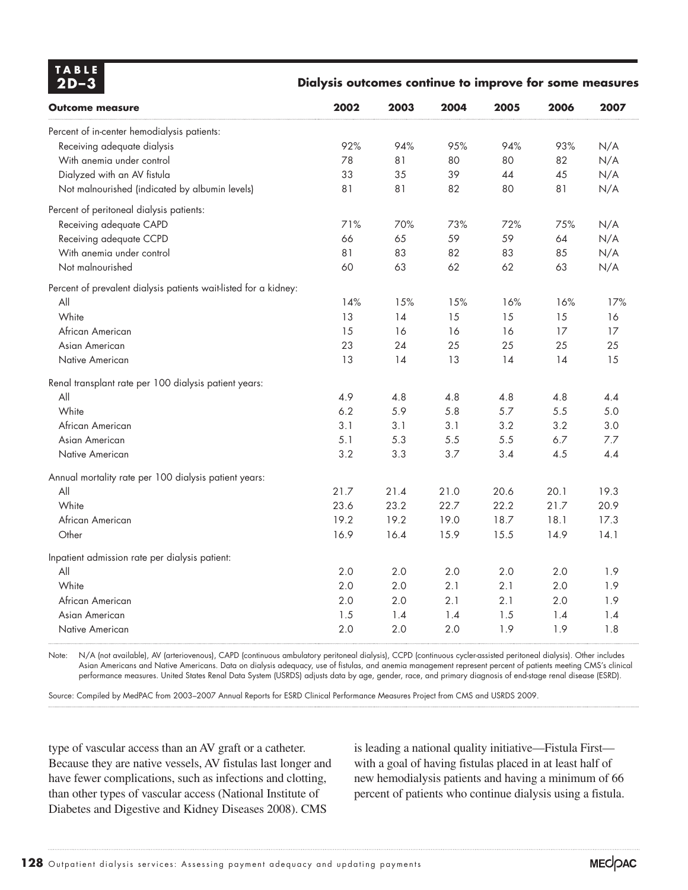**TABLE 2D–3**

**Dialysis outcomes continue to improve for some measures**

| Outcome measure | 2002 | 2003 | 2004 | 2005 | 2006 | 2007 |
|---|---|---|---|---|---|---|
| Percent of in-center hemodialysis patients: | | | | | | |
| Receiving adequate dialysis | 92% | 94% | 95% | 94% | 93% | N/A |
| With anemia under control | 78 | 81 | 80 | 80 | 82 | N/A |
| Dialyzed with an AV fistula | 33 | 35 | 39 | 44 | 45 | N/A |
| Not malnourished (indicated by albumin levels) | 81 | 81 | 82 | 80 | 81 | N/A |
| Percent of peritoneal dialysis patients: | | | | | | |
| Receiving adequate CAPD | 71% | 70% | 73% | 72% | 75% | N/A |
| Receiving adequate CCPD | 66 | 65 | 59 | 59 | 64 | N/A |
| With anemia under control | 81 | 83 | 82 | 83 | 85 | N/A |
| Not malnourished | 60 | 63 | 62 | 62 | 63 | N/A |
| Percent of prevalent dialysis patients wait-listed for a kidney: | | | | | | |
| All | 14% | 15% | 15% | 16% | 16% | 17% |
| White | 13 | 14 | 15 | 15 | 15 | 16 |
| African American | 15 | 16 | 16 | 16 | 17 | 17 |
| Asian American | 23 | 24 | 25 | 25 | 25 | 25 |
| Native American | 13 | 14 | 13 | 14 | 14 | 15 |
| Renal transplant rate per 100 dialysis patient years: | | | | | | |
| All | 4.9 | 4.8 | 4.8 | 4.8 | 4.8 | 4.4 |
| White | 6.2 | 5.9 | 5.8 | 5.7 | 5.5 | 5.0 |
| African American | 3.1 | 3.1 | 3.1 | 3.2 | 3.2 | 3.0 |
| Asian American | 5.1 | 5.3 | 5.5 | 5.5 | 6.7 | 7.7 |
| Native American | 3.2 | 3.3 | 3.7 | 3.4 | 4.5 | 4.4 |
| Annual mortality rate per 100 dialysis patient years: | | | | | | |
| All | 21.7 | 21.4 | 21.0 | 20.6 | 20.1 | 19.3 |
| White | 23.6 | 23.2 | 22.7 | 22.2 | 21.7 | 20.9 |
| African American | 19.2 | 19.2 | 19.0 | 18.7 | 18.1 | 17.3 |
| Other | 16.9 | 16.4 | 15.9 | 15.5 | 14.9 | 14.1 |
| Inpatient admission rate per dialysis patient: | | | | | | |
| All | 2.0 | 2.0 | 2.0 | 2.0 | 2.0 | 1.9 |
| White | 2.0 | 2.0 | 2.1 | 2.1 | 2.0 | 1.9 |
| African American | 2.0 | 2.0 | 2.1 | 2.1 | 2.0 | 1.9 |
| Asian American | 1.5 | 1.4 | 1.4 | 1.5 | 1.4 | 1.4 |
| Native American | 2.0 | 2.0 | 2.0 | 1.9 | 1.9 | 1.8 |

Note: N/A (not available), AV (arteriovenous), CAPD (continuous ambulatory peritoneal dialysis), CCPD (continuous cycler-assisted peritoneal dialysis). Other includes Asian Americans and Native Americans. Data on dialysis adequacy, use of fistulas, and anemia management represent percent of patients meeting CMS's clinical performance measures. United States Renal Data System (USRDS) adjusts data by age, gender, race, and primary diagnosis of end-stage renal disease (ESRD).

Source: Compiled by MedPAC from 2003–2007 Annual Reports for ESRD Clinical Performance Measures Project from CMS and USRDS 2009.

type of vascular access than an AV graft or a catheter. Because they are native vessels, AV fistulas last longer and have fewer complications, such as infections and clotting, than other types of vascular access (National Institute of Diabetes and Digestive and Kidney Diseases 2008). CMS is leading a national quality initiative—Fistula First—with a goal of having fistulas placed in at least half of new hemodialysis patients and having a minimum of 66 percent of patients who continue dialysis using a fistula.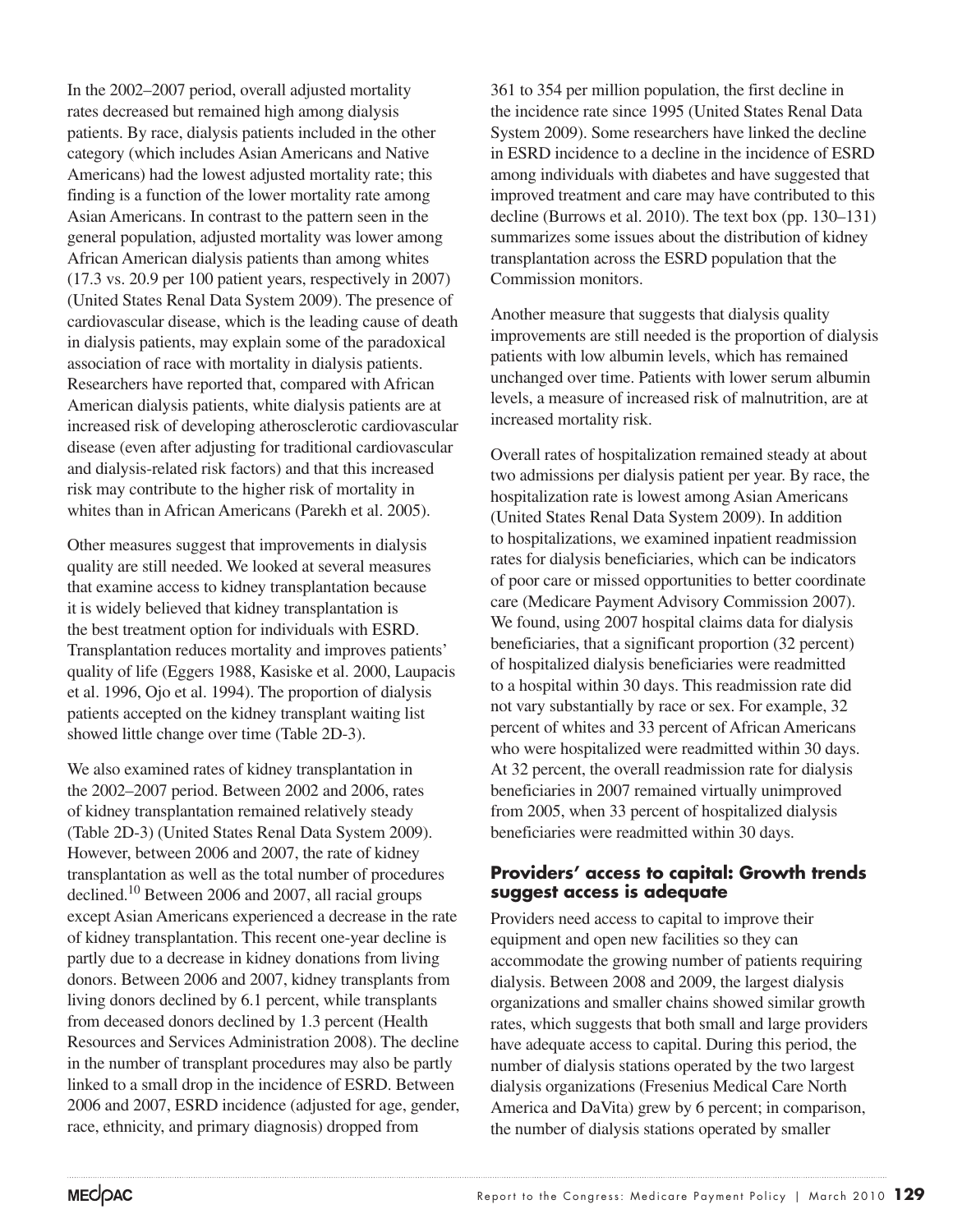In the 2002–2007 period, overall adjusted mortality rates decreased but remained high among dialysis patients. By race, dialysis patients included in the other category (which includes Asian Americans and Native Americans) had the lowest adjusted mortality rate; this finding is a function of the lower mortality rate among Asian Americans. In contrast to the pattern seen in the general population, adjusted mortality was lower among African American dialysis patients than among whites (17.3 vs. 20.9 per 100 patient years, respectively in 2007) (United States Renal Data System 2009). The presence of cardiovascular disease, which is the leading cause of death in dialysis patients, may explain some of the paradoxical association of race with mortality in dialysis patients. Researchers have reported that, compared with African American dialysis patients, white dialysis patients are at increased risk of developing atherosclerotic cardiovascular disease (even after adjusting for traditional cardiovascular and dialysis-related risk factors) and that this increased risk may contribute to the higher risk of mortality in whites than in African Americans (Parekh et al. 2005).

Other measures suggest that improvements in dialysis quality are still needed. We looked at several measures that examine access to kidney transplantation because it is widely believed that kidney transplantation is the best treatment option for individuals with ESRD. Transplantation reduces mortality and improves patients' quality of life (Eggers 1988, Kasiske et al. 2000, Laupacis et al. 1996, Ojo et al. 1994). The proportion of dialysis patients accepted on the kidney transplant waiting list showed little change over time (Table 2D-3).

We also examined rates of kidney transplantation in the 2002–2007 period. Between 2002 and 2006, rates of kidney transplantation remained relatively steady (Table 2D-3) (United States Renal Data System 2009). However, between 2006 and 2007, the rate of kidney transplantation as well as the total number of procedures declined.[10] Between 2006 and 2007, all racial groups except Asian Americans experienced a decrease in the rate of kidney transplantation. This recent one-year decline is partly due to a decrease in kidney donations from living donors. Between 2006 and 2007, kidney transplants from living donors declined by 6.1 percent, while transplants from deceased donors declined by 1.3 percent (Health Resources and Services Administration 2008). The decline in the number of transplant procedures may also be partly linked to a small drop in the incidence of ESRD. Between 2006 and 2007, ESRD incidence (adjusted for age, gender, race, ethnicity, and primary diagnosis) dropped from 361 to 354 per million population, the first decline in the incidence rate since 1995 (United States Renal Data System 2009). Some researchers have linked the decline in ESRD incidence to a decline in the incidence of ESRD among individuals with diabetes and have suggested that improved treatment and care may have contributed to this decline (Burrows et al. 2010). The text box (pp. 130–131) summarizes some issues about the distribution of kidney transplantation across the ESRD population that the Commission monitors.

Another measure that suggests that dialysis quality improvements are still needed is the proportion of dialysis patients with low albumin levels, which has remained unchanged over time. Patients with lower serum albumin levels, a measure of increased risk of malnutrition, are at increased mortality risk.

Overall rates of hospitalization remained steady at about two admissions per dialysis patient per year. By race, the hospitalization rate is lowest among Asian Americans (United States Renal Data System 2009). In addition to hospitalizations, we examined inpatient readmission rates for dialysis beneficiaries, which can be indicators of poor care or missed opportunities to better coordinate care (Medicare Payment Advisory Commission 2007). We found, using 2007 hospital claims data for dialysis beneficiaries, that a significant proportion (32 percent) of hospitalized dialysis beneficiaries were readmitted to a hospital within 30 days. This readmission rate did not vary substantially by race or sex. For example, 32 percent of whites and 33 percent of African Americans who were hospitalized were readmitted within 30 days. At 32 percent, the overall readmission rate for dialysis beneficiaries in 2007 remained virtually unimproved from 2005, when 33 percent of hospitalized dialysis beneficiaries were readmitted within 30 days.

### Providers' access to capital: Growth trends suggest access is adequate

Providers need access to capital to improve their equipment and open new facilities so they can accommodate the growing number of patients requiring dialysis. Between 2008 and 2009, the largest dialysis organizations and smaller chains showed similar growth rates, which suggests that both small and large providers have adequate access to capital. During this period, the number of dialysis stations operated by the two largest dialysis organizations (Fresenius Medical Care North America and DaVita) grew by 6 percent; in comparison, the number of dialysis stations operated by smaller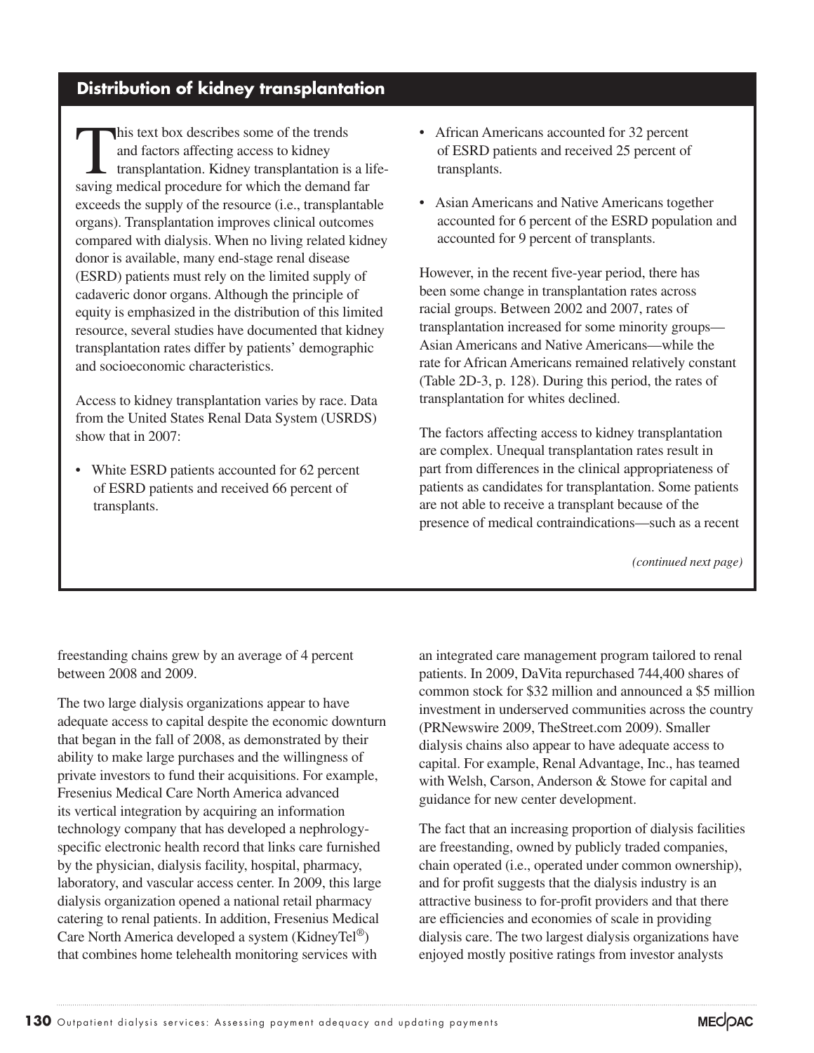## Distribution of kidney transplantation

This text box describes some of the trends and factors affecting access to kidney transplantation. Kidney transplantation is a life-saving medical procedure for which the demand far exceeds the supply of the resource (i.e., transplantable organs). Transplantation improves clinical outcomes compared with dialysis. When no living related kidney donor is available, many end-stage renal disease (ESRD) patients must rely on the limited supply of cadaveric donor organs. Although the principle of equity is emphasized in the distribution of this limited resource, several studies have documented that kidney transplantation rates differ by patients' demographic and socioeconomic characteristics.

Access to kidney transplantation varies by race. Data from the United States Renal Data System (USRDS) show that in 2007:

- White ESRD patients accounted for 62 percent of ESRD patients and received 66 percent of transplants.
- African Americans accounted for 32 percent of ESRD patients and received 25 percent of transplants.
- Asian Americans and Native Americans together accounted for 6 percent of the ESRD population and accounted for 9 percent of transplants.

However, in the recent five-year period, there has been some change in transplantation rates across racial groups. Between 2002 and 2007, rates of transplantation increased for some minority groups—Asian Americans and Native Americans—while the rate for African Americans remained relatively constant (Table 2D-3, p. 128). During this period, the rates of transplantation for whites declined.

The factors affecting access to kidney transplantation are complex. Unequal transplantation rates result in part from differences in the clinical appropriateness of patients as candidates for transplantation. Some patients are not able to receive a transplant because of the presence of medical contraindications—such as a recent

*(continued next page)*

freestanding chains grew by an average of 4 percent between 2008 and 2009.

The two large dialysis organizations appear to have adequate access to capital despite the economic downturn that began in the fall of 2008, as demonstrated by their ability to make large purchases and the willingness of private investors to fund their acquisitions. For example, Fresenius Medical Care North America advanced its vertical integration by acquiring an information technology company that has developed a nephrology-specific electronic health record that links care furnished by the physician, dialysis facility, hospital, pharmacy, laboratory, and vascular access center. In 2009, this large dialysis organization opened a national retail pharmacy catering to renal patients. In addition, Fresenius Medical Care North America developed a system (KidneyTel®) that combines home telehealth monitoring services with an integrated care management program tailored to renal patients. In 2009, DaVita repurchased 744,400 shares of common stock for $32 million and announced a $5 million investment in underserved communities across the country (PRNewswire 2009, TheStreet.com 2009). Smaller dialysis chains also appear to have adequate access to capital. For example, Renal Advantage, Inc., has teamed with Welsh, Carson, Anderson & Stowe for capital and guidance for new center development.

The fact that an increasing proportion of dialysis facilities are freestanding, owned by publicly traded companies, chain operated (i.e., operated under common ownership), and for profit suggests that the dialysis industry is an attractive business to for-profit providers and that there are efficiencies and economies of scale in providing dialysis care. The two largest dialysis organizations have enjoyed mostly positive ratings from investor analysts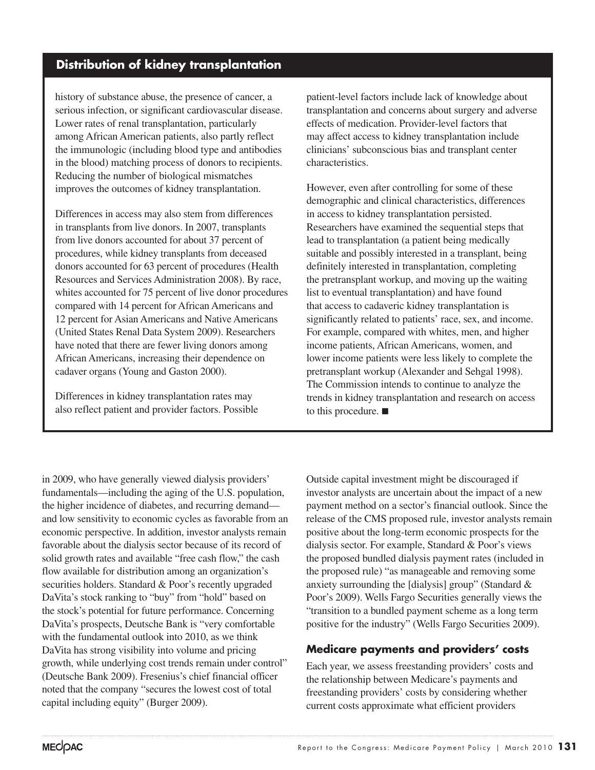## Distribution of kidney transplantation

history of substance abuse, the presence of cancer, a serious infection, or significant cardiovascular disease. Lower rates of renal transplantation, particularly among African American patients, also partly reflect the immunologic (including blood type and antibodies in the blood) matching process of donors to recipients. Reducing the number of biological mismatches improves the outcomes of kidney transplantation.

Differences in access may also stem from differences in transplants from live donors. In 2007, transplants from live donors accounted for about 37 percent of procedures, while kidney transplants from deceased donors accounted for 63 percent of procedures (Health Resources and Services Administration 2008). By race, whites accounted for 75 percent of live donor procedures compared with 14 percent for African Americans and 12 percent for Asian Americans and Native Americans (United States Renal Data System 2009). Researchers have noted that there are fewer living donors among African Americans, increasing their dependence on cadaver organs (Young and Gaston 2000).

Differences in kidney transplantation rates may also reflect patient and provider factors. Possible patient-level factors include lack of knowledge about transplantation and concerns about surgery and adverse effects of medication. Provider-level factors that may affect access to kidney transplantation include clinicians' subconscious bias and transplant center characteristics.

However, even after controlling for some of these demographic and clinical characteristics, differences in access to kidney transplantation persisted. Researchers have examined the sequential steps that lead to transplantation (a patient being medically suitable and possibly interested in a transplant, being definitely interested in transplantation, completing the pretransplant workup, and moving up the waiting list to eventual transplantation) and have found that access to cadaveric kidney transplantation is significantly related to patients' race, sex, and income. For example, compared with whites, men, and higher income patients, African Americans, women, and lower income patients were less likely to complete the pretransplant workup (Alexander and Sehgal 1998). The Commission intends to continue to analyze the trends in kidney transplantation and research on access to this procedure. ■

in 2009, who have generally viewed dialysis providers' fundamentals—including the aging of the U.S. population, the higher incidence of diabetes, and recurring demand—and low sensitivity to economic cycles as favorable from an economic perspective. In addition, investor analysts remain favorable about the dialysis sector because of its record of solid growth rates and available "free cash flow," the cash flow available for distribution among an organization's securities holders. Standard & Poor's recently upgraded DaVita's stock ranking to "buy" from "hold" based on the stock's potential for future performance. Concerning DaVita's prospects, Deutsche Bank is "very comfortable with the fundamental outlook into 2010, as we think DaVita has strong visibility into volume and pricing growth, while underlying cost trends remain under control" (Deutsche Bank 2009). Fresenius's chief financial officer noted that the company "secures the lowest cost of total capital including equity" (Burger 2009).

Outside capital investment might be discouraged if investor analysts are uncertain about the impact of a new payment method on a sector's financial outlook. Since the release of the CMS proposed rule, investor analysts remain positive about the long-term economic prospects for the dialysis sector. For example, Standard & Poor's views the proposed bundled dialysis payment rates (included in the proposed rule) "as manageable and removing some anxiety surrounding the [dialysis] group" (Standard & Poor's 2009). Wells Fargo Securities generally views the "transition to a bundled payment scheme as a long term positive for the industry" (Wells Fargo Securities 2009).

### Medicare payments and providers' costs

Each year, we assess freestanding providers' costs and the relationship between Medicare's payments and freestanding providers' costs by considering whether current costs approximate what efficient providers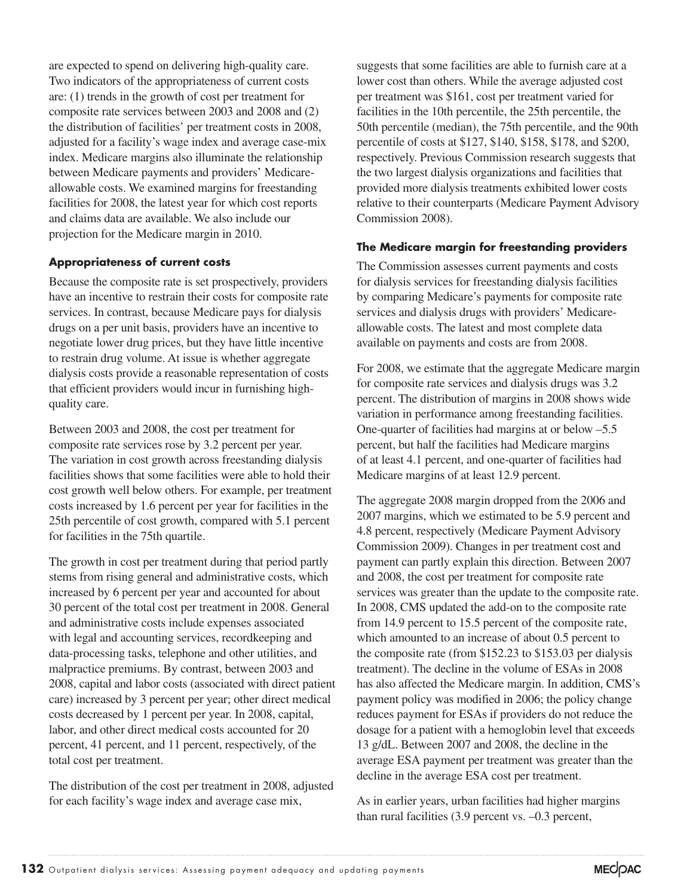are expected to spend on delivering high-quality care. Two indicators of the appropriateness of current costs are: (1) trends in the growth of cost per treatment for composite rate services between 2003 and 2008 and (2) the distribution of facilities' per treatment costs in 2008, adjusted for a facility's wage index and average case-mix index. Medicare margins also illuminate the relationship between Medicare payments and providers' Medicare-allowable costs. We examined margins for freestanding facilities for 2008, the latest year for which cost reports and claims data are available. We also include our projection for the Medicare margin in 2010.

### Appropriateness of current costs

Because the composite rate is set prospectively, providers have an incentive to restrain their costs for composite rate services. In contrast, because Medicare pays for dialysis drugs on a per unit basis, providers have an incentive to negotiate lower drug prices, but they have little incentive to restrain drug volume. At issue is whether aggregate dialysis costs provide a reasonable representation of costs that efficient providers would incur in furnishing high-quality care.

Between 2003 and 2008, the cost per treatment for composite rate services rose by 3.2 percent per year. The variation in cost growth across freestanding dialysis facilities shows that some facilities were able to hold their cost growth well below others. For example, per treatment costs increased by 1.6 percent per year for facilities in the 25th percentile of cost growth, compared with 5.1 percent for facilities in the 75th quartile.

The growth in cost per treatment during that period partly stems from rising general and administrative costs, which increased by 6 percent per year and accounted for about 30 percent of the total cost per treatment in 2008. General and administrative costs include expenses associated with legal and accounting services, recordkeeping and data-processing tasks, telephone and other utilities, and malpractice premiums. By contrast, between 2003 and 2008, capital and labor costs (associated with direct patient care) increased by 3 percent per year; other direct medical costs decreased by 1 percent per year. In 2008, capital, labor, and other direct medical costs accounted for 20 percent, 41 percent, and 11 percent, respectively, of the total cost per treatment.

The distribution of the cost per treatment in 2008, adjusted for each facility's wage index and average case mix, suggests that some facilities are able to furnish care at a lower cost than others. While the average adjusted cost per treatment was $161, cost per treatment varied for facilities in the 10th percentile, the 25th percentile, the 50th percentile (median), the 75th percentile, and the 90th percentile of costs at $127, $140, $158, $178, and $200, respectively. Previous Commission research suggests that the two largest dialysis organizations and facilities that provided more dialysis treatments exhibited lower costs relative to their counterparts (Medicare Payment Advisory Commission 2008).

### The Medicare margin for freestanding providers

The Commission assesses current payments and costs for dialysis services for freestanding dialysis facilities by comparing Medicare's payments for composite rate services and dialysis drugs with providers' Medicare-allowable costs. The latest and most complete data available on payments and costs are from 2008.

For 2008, we estimate that the aggregate Medicare margin for composite rate services and dialysis drugs was 3.2 percent. The distribution of margins in 2008 shows wide variation in performance among freestanding facilities. One-quarter of facilities had margins at or below –5.5 percent, but half the facilities had Medicare margins of at least 4.1 percent, and one-quarter of facilities had Medicare margins of at least 12.9 percent.

The aggregate 2008 margin dropped from the 2006 and 2007 margins, which we estimated to be 5.9 percent and 4.8 percent, respectively (Medicare Payment Advisory Commission 2009). Changes in per treatment cost and payment can partly explain this direction. Between 2007 and 2008, the cost per treatment for composite rate services was greater than the update to the composite rate. In 2008, CMS updated the add-on to the composite rate from 14.9 percent to 15.5 percent of the composite rate, which amounted to an increase of about 0.5 percent to the composite rate (from $152.23 to $153.03 per dialysis treatment). The decline in the volume of ESAs in 2008 has also affected the Medicare margin. In addition, CMS's payment policy was modified in 2006; the policy change reduces payment for ESAs if providers do not reduce the dosage for a patient with a hemoglobin level that exceeds 13 g/dL. Between 2007 and 2008, the decline in the average ESA payment per treatment was greater than the decline in the average ESA cost per treatment.

As in earlier years, urban facilities had higher margins than rural facilities (3.9 percent vs. –0.3 percent,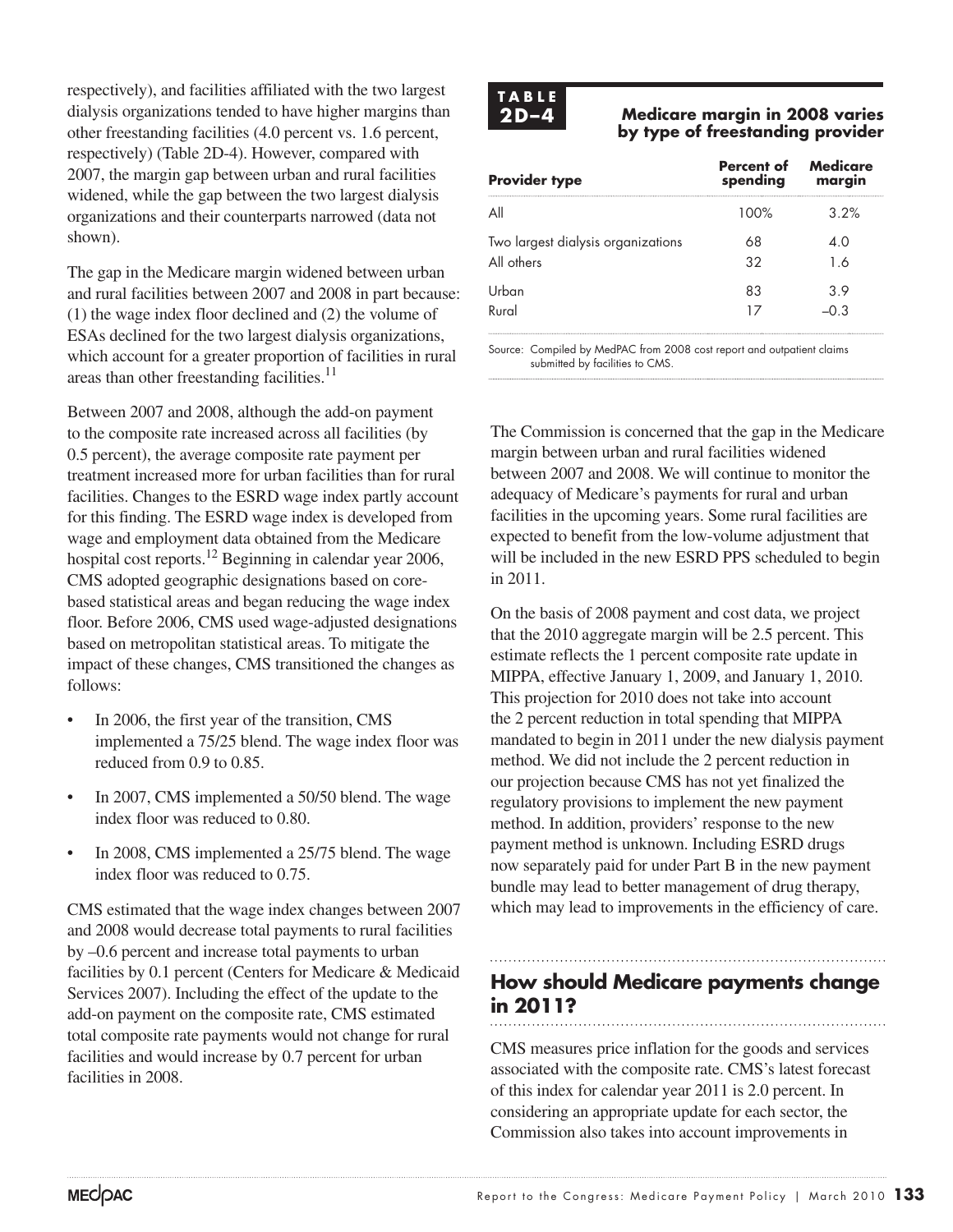respectively), and facilities affiliated with the two largest dialysis organizations tended to have higher margins than other freestanding facilities (4.0 percent vs. 1.6 percent, respectively) (Table 2D-4). However, compared with 2007, the margin gap between urban and rural facilities widened, while the gap between the two largest dialysis organizations and their counterparts narrowed (data not shown).

The gap in the Medicare margin widened between urban and rural facilities between 2007 and 2008 in part because: (1) the wage index floor declined and (2) the volume of ESAs declined for the two largest dialysis organizations, which account for a greater proportion of facilities in rural areas than other freestanding facilities.[11]

Between 2007 and 2008, although the add-on payment to the composite rate increased across all facilities (by 0.5 percent), the average composite rate payment per treatment increased more for urban facilities than for rural facilities. Changes to the ESRD wage index partly account for this finding. The ESRD wage index is developed from wage and employment data obtained from the Medicare hospital cost reports.[12] Beginning in calendar year 2006, CMS adopted geographic designations based on core-based statistical areas and began reducing the wage index floor. Before 2006, CMS used wage-adjusted designations based on metropolitan statistical areas. To mitigate the impact of these changes, CMS transitioned the changes as follows:

- In 2006, the first year of the transition, CMS implemented a 75/25 blend. The wage index floor was reduced from 0.9 to 0.85.
- In 2007, CMS implemented a 50/50 blend. The wage index floor was reduced to 0.80.
- In 2008, CMS implemented a 25/75 blend. The wage index floor was reduced to 0.75.

CMS estimated that the wage index changes between 2007 and 2008 would decrease total payments to rural facilities by –0.6 percent and increase total payments to urban facilities by 0.1 percent (Centers for Medicare & Medicaid Services 2007). Including the effect of the update to the add-on payment on the composite rate, CMS estimated total composite rate payments would not change for rural facilities and would increase by 0.7 percent for urban facilities in 2008.

**TABLE 2D–4**

**Medicare margin in 2008 varies by type of freestanding provider**

| Provider type | Percent of spending | Medicare margin |
|---|---|---|
| All | 100% | 3.2% |
| Two largest dialysis organizations | 68 | 4.0 |
| All others | 32 | 1.6 |
| Urban | 83 | 3.9 |
| Rural | 17 | –0.3 |

Source: Compiled by MedPAC from 2008 cost report and outpatient claims submitted by facilities to CMS.

The Commission is concerned that the gap in the Medicare margin between urban and rural facilities widened between 2007 and 2008. We will continue to monitor the adequacy of Medicare's payments for rural and urban facilities in the upcoming years. Some rural facilities are expected to benefit from the low-volume adjustment that will be included in the new ESRD PPS scheduled to begin in 2011.

On the basis of 2008 payment and cost data, we project that the 2010 aggregate margin will be 2.5 percent. This estimate reflects the 1 percent composite rate update in MIPPA, effective January 1, 2009, and January 1, 2010. This projection for 2010 does not take into account the 2 percent reduction in total spending that MIPPA mandated to begin in 2011 under the new dialysis payment method. We did not include the 2 percent reduction in our projection because CMS has not yet finalized the regulatory provisions to implement the new payment method. In addition, providers' response to the new payment method is unknown. Including ESRD drugs now separately paid for under Part B in the new payment bundle may lead to better management of drug therapy, which may lead to improvements in the efficiency of care.

## How should Medicare payments change in 2011?

CMS measures price inflation for the goods and services associated with the composite rate. CMS's latest forecast of this index for calendar year 2011 is 2.0 percent. In considering an appropriate update for each sector, the Commission also takes into account improvements in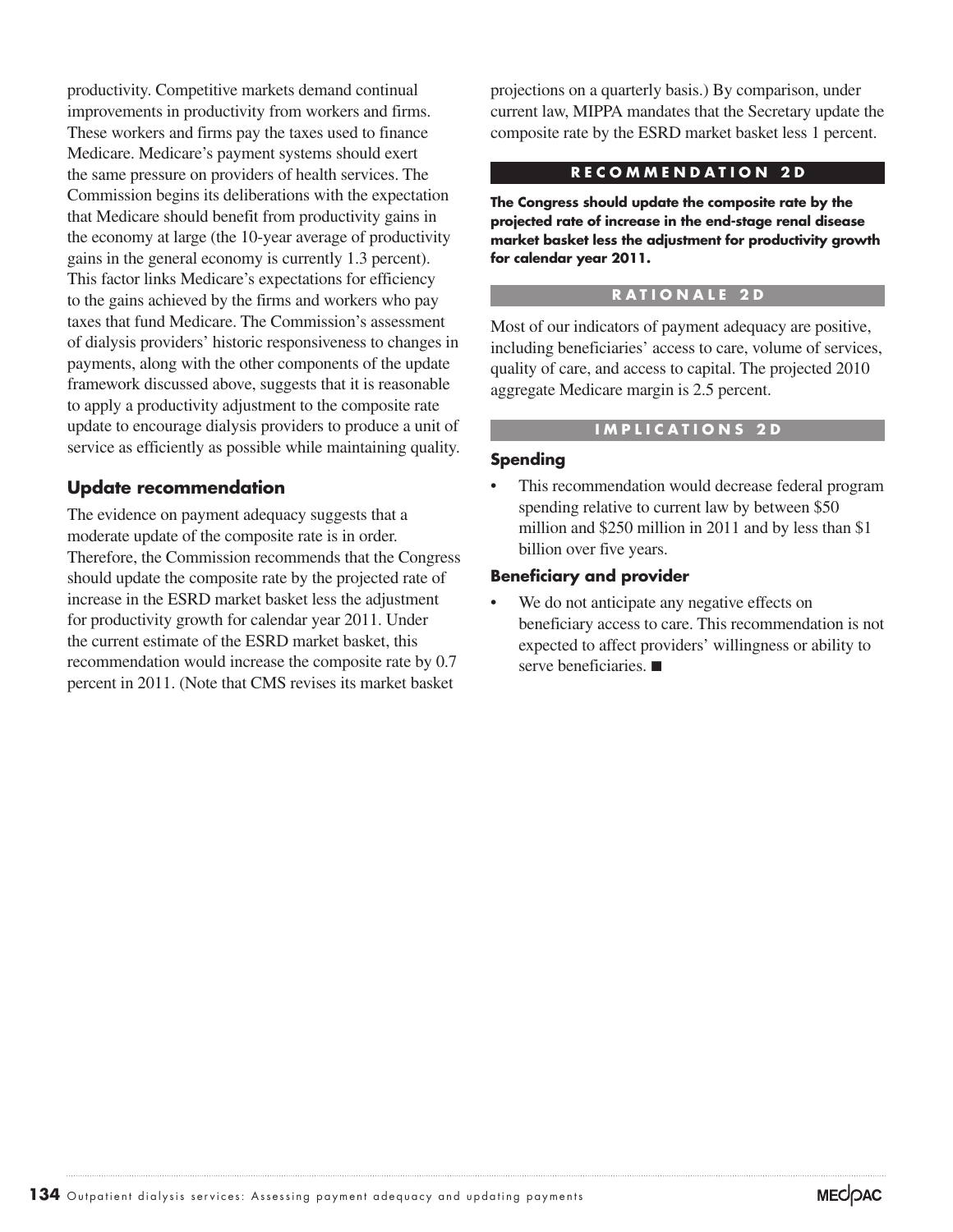productivity. Competitive markets demand continual improvements in productivity from workers and firms. These workers and firms pay the taxes used to finance Medicare. Medicare's payment systems should exert the same pressure on providers of health services. The Commission begins its deliberations with the expectation that Medicare should benefit from productivity gains in the economy at large (the 10-year average of productivity gains in the general economy is currently 1.3 percent). This factor links Medicare's expectations for efficiency to the gains achieved by the firms and workers who pay taxes that fund Medicare. The Commission's assessment of dialysis providers' historic responsiveness to changes in payments, along with the other components of the update framework discussed above, suggests that it is reasonable to apply a productivity adjustment to the composite rate update to encourage dialysis providers to produce a unit of service as efficiently as possible while maintaining quality.

### Update recommendation

The evidence on payment adequacy suggests that a moderate update of the composite rate is in order. Therefore, the Commission recommends that the Congress should update the composite rate by the projected rate of increase in the ESRD market basket less the adjustment for productivity growth for calendar year 2011. Under the current estimate of the ESRD market basket, this recommendation would increase the composite rate by 0.7 percent in 2011. (Note that CMS revises its market basket projections on a quarterly basis.) By comparison, under current law, MIPPA mandates that the Secretary update the composite rate by the ESRD market basket less 1 percent.

#### RECOMMENDATION 2D

**The Congress should update the composite rate by the projected rate of increase in the end-stage renal disease market basket less the adjustment for productivity growth for calendar year 2011.**

#### RATIONALE 2D

Most of our indicators of payment adequacy are positive, including beneficiaries' access to care, volume of services, quality of care, and access to capital. The projected 2010 aggregate Medicare margin is 2.5 percent.

#### IMPLICATIONS 2D

**Spending**

- This recommendation would decrease federal program spending relative to current law by between $50 million and $250 million in 2011 and by less than $1 billion over five years.

**Beneficiary and provider**

- We do not anticipate any negative effects on beneficiary access to care. This recommendation is not expected to affect providers' willingness or ability to serve beneficiaries. ■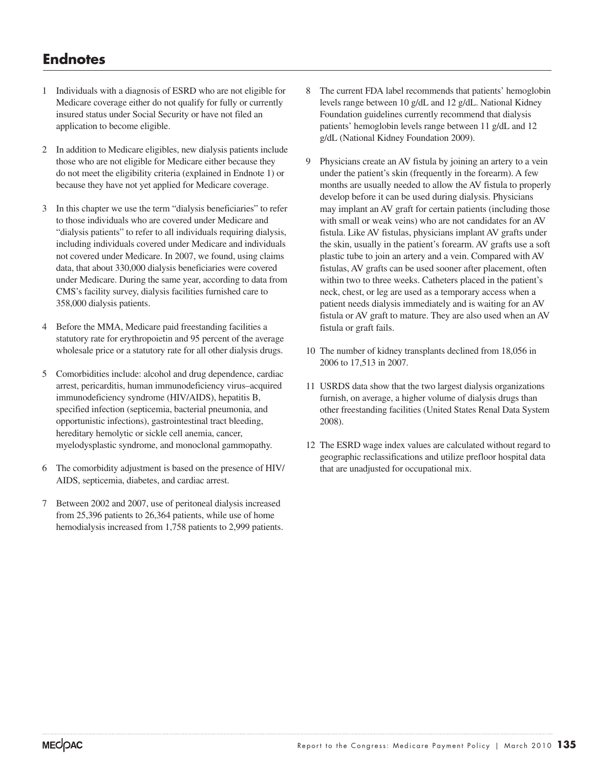# Endnotes

1 Individuals with a diagnosis of ESRD who are not eligible for Medicare coverage either do not qualify for fully or currently insured status under Social Security or have not filed an application to become eligible.

2 In addition to Medicare eligibles, new dialysis patients include those who are not eligible for Medicare either because they do not meet the eligibility criteria (explained in Endnote 1) or because they have not yet applied for Medicare coverage.

3 In this chapter we use the term "dialysis beneficiaries" to refer to those individuals who are covered under Medicare and "dialysis patients" to refer to all individuals requiring dialysis, including individuals covered under Medicare and individuals not covered under Medicare. In 2007, we found, using claims data, that about 330,000 dialysis beneficiaries were covered under Medicare. During the same year, according to data from CMS's facility survey, dialysis facilities furnished care to 358,000 dialysis patients.

4 Before the MMA, Medicare paid freestanding facilities a statutory rate for erythropoietin and 95 percent of the average wholesale price or a statutory rate for all other dialysis drugs.

5 Comorbidities include: alcohol and drug dependence, cardiac arrest, pericarditis, human immunodeficiency virus–acquired immunodeficiency syndrome (HIV/AIDS), hepatitis B, specified infection (septicemia, bacterial pneumonia, and opportunistic infections), gastrointestinal tract bleeding, hereditary hemolytic or sickle cell anemia, cancer, myelodysplastic syndrome, and monoclonal gammopathy.

6 The comorbidity adjustment is based on the presence of HIV/AIDS, septicemia, diabetes, and cardiac arrest.

7 Between 2002 and 2007, use of peritoneal dialysis increased from 25,396 patients to 26,364 patients, while use of home hemodialysis increased from 1,758 patients to 2,999 patients.

8 The current FDA label recommends that patients' hemoglobin levels range between 10 g/dL and 12 g/dL. National Kidney Foundation guidelines currently recommend that dialysis patients' hemoglobin levels range between 11 g/dL and 12 g/dL (National Kidney Foundation 2009).

9 Physicians create an AV fistula by joining an artery to a vein under the patient's skin (frequently in the forearm). A few months are usually needed to allow the AV fistula to properly develop before it can be used during dialysis. Physicians may implant an AV graft for certain patients (including those with small or weak veins) who are not candidates for an AV fistula. Like AV fistulas, physicians implant AV grafts under the skin, usually in the patient's forearm. AV grafts use a soft plastic tube to join an artery and a vein. Compared with AV fistulas, AV grafts can be used sooner after placement, often within two to three weeks. Catheters placed in the patient's neck, chest, or leg are used as a temporary access when a patient needs dialysis immediately and is waiting for an AV fistula or AV graft to mature. They are also used when an AV fistula or graft fails.

10 The number of kidney transplants declined from 18,056 in 2006 to 17,513 in 2007.

11 USRDS data show that the two largest dialysis organizations furnish, on average, a higher volume of dialysis drugs than other freestanding facilities (United States Renal Data System 2008).

12 The ESRD wage index values are calculated without regard to geographic reclassifications and utilize prefloor hospital data that are unadjusted for occupational mix.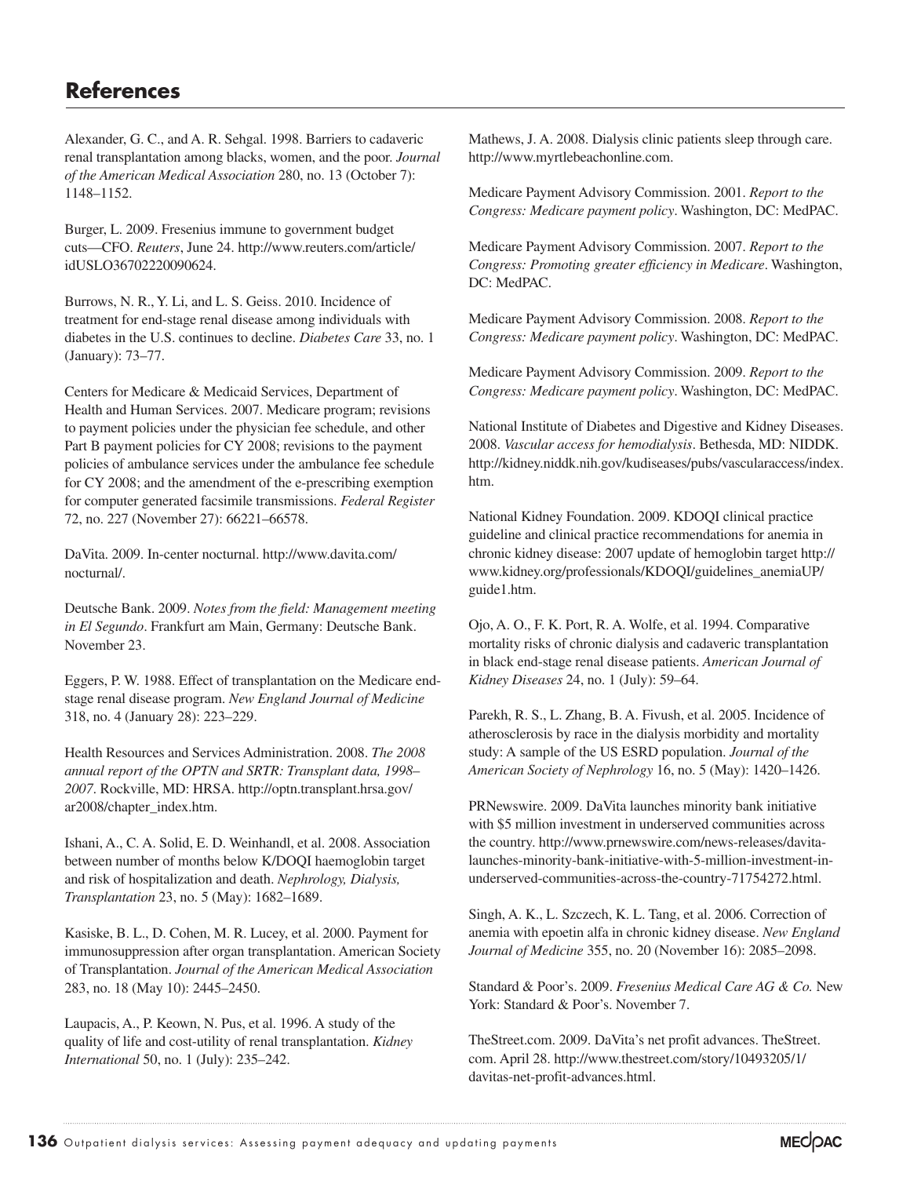## References

Alexander, G. C., and A. R. Sehgal. 1998. Barriers to cadaveric renal transplantation among blacks, women, and the poor. *Journal of the American Medical Association* 280, no. 13 (October 7): 1148–1152.

Burger, L. 2009. Fresenius immune to government budget cuts—CFO. *Reuters*, June 24. http://www.reuters.com/article/idUSLO36702220090624.

Burrows, N. R., Y. Li, and L. S. Geiss. 2010. Incidence of treatment for end-stage renal disease among individuals with diabetes in the U.S. continues to decline. *Diabetes Care* 33, no. 1 (January): 73–77.

Centers for Medicare & Medicaid Services, Department of Health and Human Services. 2007. Medicare program; revisions to payment policies under the physician fee schedule, and other Part B payment policies for CY 2008; revisions to the payment policies of ambulance services under the ambulance fee schedule for CY 2008; and the amendment of the e-prescribing exemption for computer generated facsimile transmissions. *Federal Register* 72, no. 227 (November 27): 66221–66578.

DaVita. 2009. In-center nocturnal. http://www.davita.com/nocturnal/.

Deutsche Bank. 2009. *Notes from the field: Management meeting in El Segundo*. Frankfurt am Main, Germany: Deutsche Bank. November 23.

Eggers, P. W. 1988. Effect of transplantation on the Medicare end-stage renal disease program. *New England Journal of Medicine* 318, no. 4 (January 28): 223–229.

Health Resources and Services Administration. 2008. *The 2008 annual report of the OPTN and SRTR: Transplant data, 1998–2007*. Rockville, MD: HRSA. http://optn.transplant.hrsa.gov/ar2008/chapter_index.htm.

Ishani, A., C. A. Solid, E. D. Weinhandl, et al. 2008. Association between number of months below K/DOQI haemoglobin target and risk of hospitalization and death. *Nephrology, Dialysis, Transplantation* 23, no. 5 (May): 1682–1689.

Kasiske, B. L., D. Cohen, M. R. Lucey, et al. 2000. Payment for immunosuppression after organ transplantation. American Society of Transplantation. *Journal of the American Medical Association* 283, no. 18 (May 10): 2445–2450.

Laupacis, A., P. Keown, N. Pus, et al. 1996. A study of the quality of life and cost-utility of renal transplantation. *Kidney International* 50, no. 1 (July): 235–242.

Mathews, J. A. 2008. Dialysis clinic patients sleep through care. http://www.myrtlebeachonline.com.

Medicare Payment Advisory Commission. 2001. *Report to the Congress: Medicare payment policy*. Washington, DC: MedPAC.

Medicare Payment Advisory Commission. 2007. *Report to the Congress: Promoting greater efficiency in Medicare*. Washington, DC: MedPAC.

Medicare Payment Advisory Commission. 2008. *Report to the Congress: Medicare payment policy*. Washington, DC: MedPAC.

Medicare Payment Advisory Commission. 2009. *Report to the Congress: Medicare payment policy*. Washington, DC: MedPAC.

National Institute of Diabetes and Digestive and Kidney Diseases. 2008. *Vascular access for hemodialysis*. Bethesda, MD: NIDDK. http://kidney.niddk.nih.gov/kudiseases/pubs/vascularaccess/index.htm.

National Kidney Foundation. 2009. KDOQI clinical practice guideline and clinical practice recommendations for anemia in chronic kidney disease: 2007 update of hemoglobin target http://www.kidney.org/professionals/KDOQI/guidelines_anemiaUP/guide1.htm.

Ojo, A. O., F. K. Port, R. A. Wolfe, et al. 1994. Comparative mortality risks of chronic dialysis and cadaveric transplantation in black end-stage renal disease patients. *American Journal of Kidney Diseases* 24, no. 1 (July): 59–64.

Parekh, R. S., L. Zhang, B. A. Fivush, et al. 2005. Incidence of atherosclerosis by race in the dialysis morbidity and mortality study: A sample of the US ESRD population. *Journal of the American Society of Nephrology* 16, no. 5 (May): 1420–1426.

PRNewswire. 2009. DaVita launches minority bank initiative with $5 million investment in underserved communities across the country. http://www.prnewswire.com/news-releases/davita-launches-minority-bank-initiative-with-5-million-investment-in-underserved-communities-across-the-country-71754272.html.

Singh, A. K., L. Szczech, K. L. Tang, et al. 2006. Correction of anemia with epoetin alfa in chronic kidney disease. *New England Journal of Medicine* 355, no. 20 (November 16): 2085–2098.

Standard & Poor's. 2009. *Fresenius Medical Care AG & Co.* New York: Standard & Poor's. November 7.

TheStreet.com. 2009. DaVita's net profit advances. TheStreet.com. April 28. http://www.thestreet.com/story/10493205/1/davitas-net-profit-advances.html.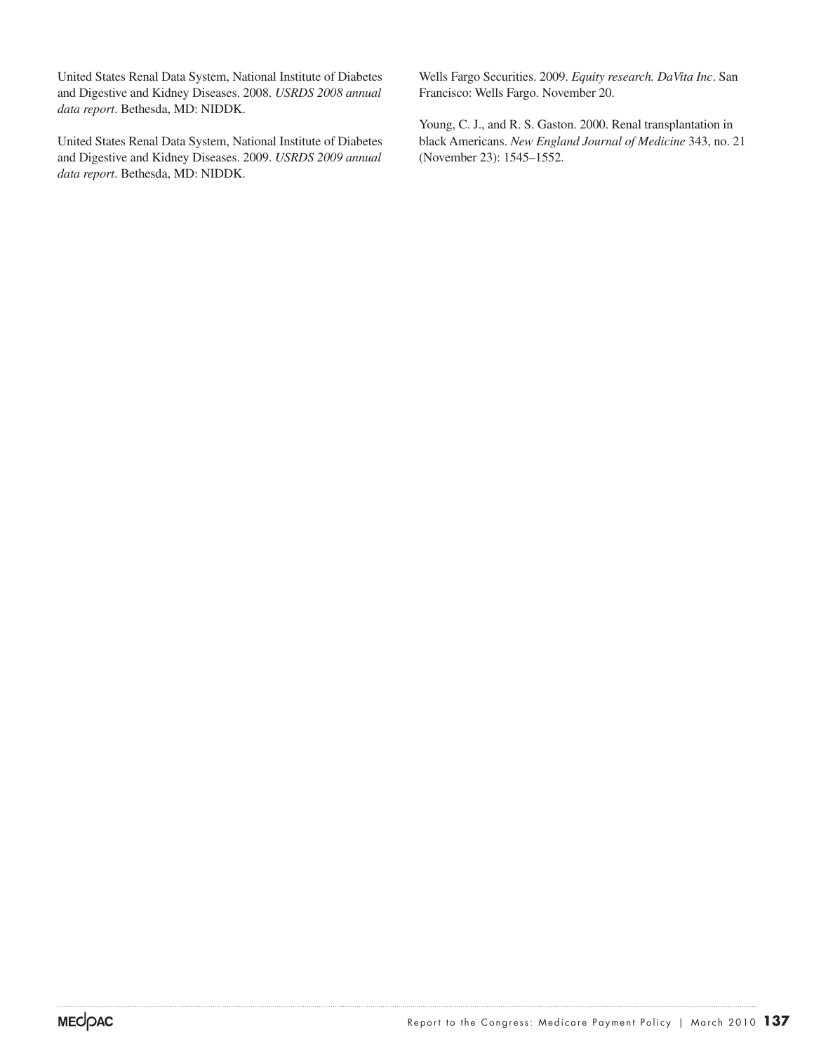United States Renal Data System, National Institute of Diabetes and Digestive and Kidney Diseases. 2008. *USRDS 2008 annual data report*. Bethesda, MD: NIDDK.

United States Renal Data System, National Institute of Diabetes and Digestive and Kidney Diseases. 2009. *USRDS 2009 annual data report*. Bethesda, MD: NIDDK.

Wells Fargo Securities. 2009. *Equity research. DaVita Inc*. San Francisco: Wells Fargo. November 20.

Young, C. J., and R. S. Gaston. 2000. Renal transplantation in black Americans. *New England Journal of Medicine* 343, no. 21 (November 23): 1545–1552.